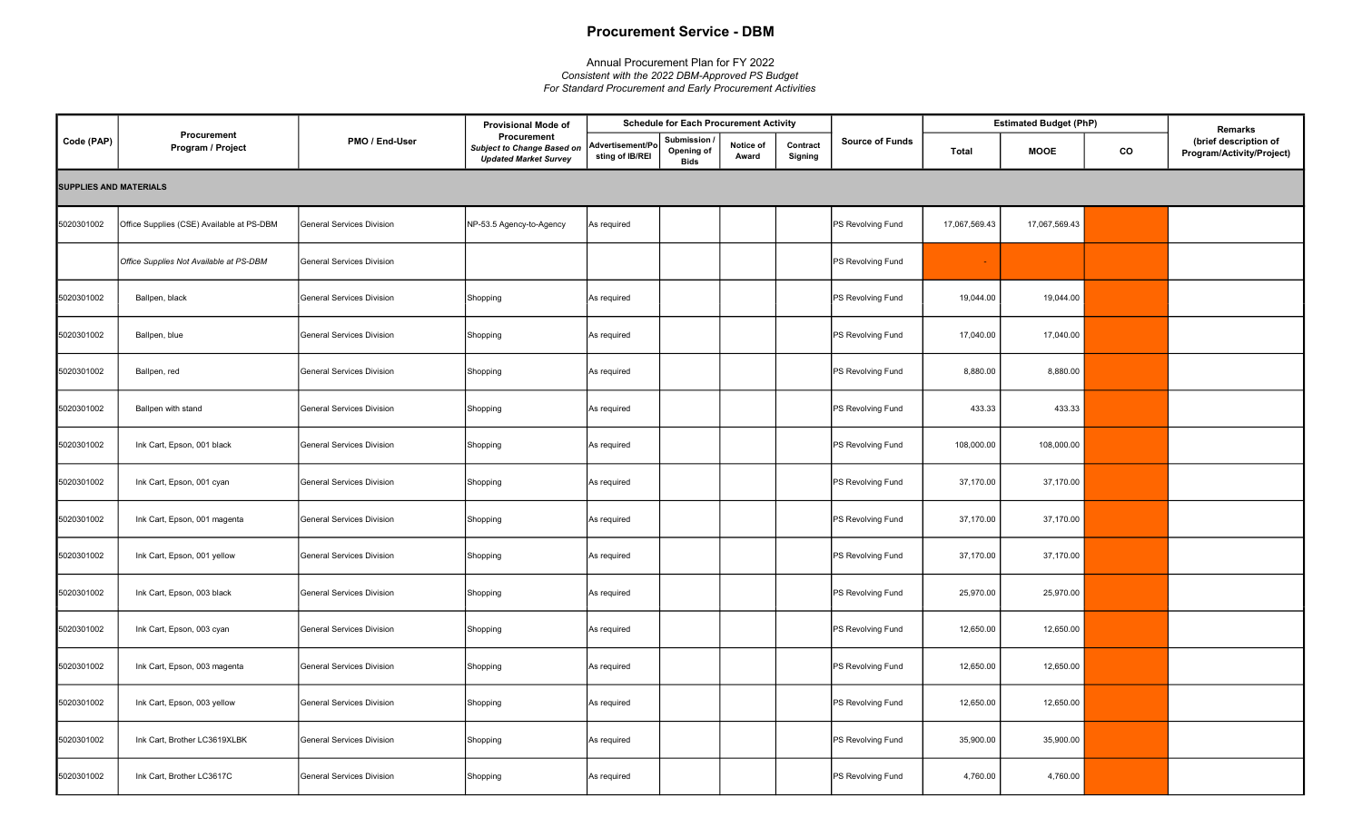# Procurement Service - DBM

Annual Procurement Plan for FY 2022
*Consistent with the 2022 DBM-Approved PS Budget*
*For Standard Procurement and Early Procurement Activities*

| Code (PAP) | Procurement Program / Project | PMO / End-User | Provisional Mode of Procurement *Subject to Change Based on Updated Market Survey* | Schedule for Each Procurement Activity | | | | Source of Funds | Estimated Budget (PhP) | | | Remarks (brief description of Program/Activity/Project) |
|---|---|---|---|---|---|---|---|---|---|---|---|---|
| | | | | Advertisement/Posting of IB/REI | Submission / Opening of Bids | Notice of Award | Contract Signing | | Total | MOOE | CO | |
| **SUPPLIES AND MATERIALS** | | | | | | | | | | | | |
| 5020301002 | Office Supplies (CSE) Available at PS-DBM | General Services Division | NP-53.5 Agency-to-Agency | As required | | | | PS Revolving Fund | 17,067,569.43 | 17,067,569.43 | | |
| | *Office Supplies Not Available at PS-DBM* | General Services Division | | | | | | PS Revolving Fund | - | | | |
| 5020301002 | Ballpen, black | General Services Division | Shopping | As required | | | | PS Revolving Fund | 19,044.00 | 19,044.00 | | |
| 5020301002 | Ballpen, blue | General Services Division | Shopping | As required | | | | PS Revolving Fund | 17,040.00 | 17,040.00 | | |
| 5020301002 | Ballpen, red | General Services Division | Shopping | As required | | | | PS Revolving Fund | 8,880.00 | 8,880.00 | | |
| 5020301002 | Ballpen with stand | General Services Division | Shopping | As required | | | | PS Revolving Fund | 433.33 | 433.33 | | |
| 5020301002 | Ink Cart, Epson, 001 black | General Services Division | Shopping | As required | | | | PS Revolving Fund | 108,000.00 | 108,000.00 | | |
| 5020301002 | Ink Cart, Epson, 001 cyan | General Services Division | Shopping | As required | | | | PS Revolving Fund | 37,170.00 | 37,170.00 | | |
| 5020301002 | Ink Cart, Epson, 001 magenta | General Services Division | Shopping | As required | | | | PS Revolving Fund | 37,170.00 | 37,170.00 | | |
| 5020301002 | Ink Cart, Epson, 001 yellow | General Services Division | Shopping | As required | | | | PS Revolving Fund | 37,170.00 | 37,170.00 | | |
| 5020301002 | Ink Cart, Epson, 003 black | General Services Division | Shopping | As required | | | | PS Revolving Fund | 25,970.00 | 25,970.00 | | |
| 5020301002 | Ink Cart, Epson, 003 cyan | General Services Division | Shopping | As required | | | | PS Revolving Fund | 12,650.00 | 12,650.00 | | |
| 5020301002 | Ink Cart, Epson, 003 magenta | General Services Division | Shopping | As required | | | | PS Revolving Fund | 12,650.00 | 12,650.00 | | |
| 5020301002 | Ink Cart, Epson, 003 yellow | General Services Division | Shopping | As required | | | | PS Revolving Fund | 12,650.00 | 12,650.00 | | |
| 5020301002 | Ink Cart, Brother LC3619XLBK | General Services Division | Shopping | As required | | | | PS Revolving Fund | 35,900.00 | 35,900.00 | | |
| 5020301002 | Ink Cart, Brother LC3617C | General Services Division | Shopping | As required | | | | PS Revolving Fund | 4,760.00 | 4,760.00 | | |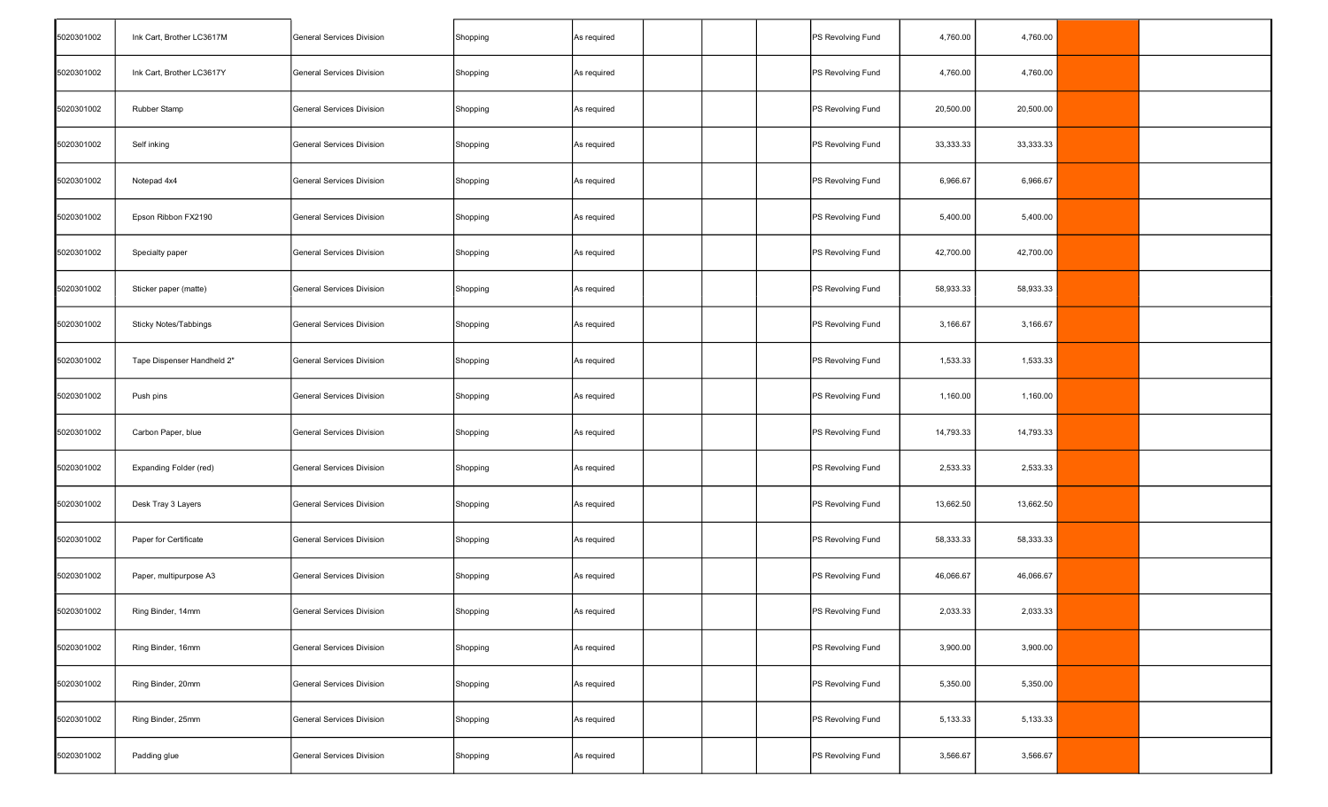| | | | | | | | | | | | | |
|---|---|---|---|---|---|---|---|---|---|---|---|---|
| 5020301002 | Ink Cart, Brother LC3617M | General Services Division | Shopping | As required | | | | PS Revolving Fund | 4,760.00 | 4,760.00 | | |
| 5020301002 | Ink Cart, Brother LC3617Y | General Services Division | Shopping | As required | | | | PS Revolving Fund | 4,760.00 | 4,760.00 | | |
| 5020301002 | Rubber Stamp | General Services Division | Shopping | As required | | | | PS Revolving Fund | 20,500.00 | 20,500.00 | | |
| 5020301002 | Self inking | General Services Division | Shopping | As required | | | | PS Revolving Fund | 33,333.33 | 33,333.33 | | |
| 5020301002 | Notepad 4x4 | General Services Division | Shopping | As required | | | | PS Revolving Fund | 6,966.67 | 6,966.67 | | |
| 5020301002 | Epson Ribbon FX2190 | General Services Division | Shopping | As required | | | | PS Revolving Fund | 5,400.00 | 5,400.00 | | |
| 5020301002 | Specialty paper | General Services Division | Shopping | As required | | | | PS Revolving Fund | 42,700.00 | 42,700.00 | | |
| 5020301002 | Sticker paper (matte) | General Services Division | Shopping | As required | | | | PS Revolving Fund | 58,933.33 | 58,933.33 | | |
| 5020301002 | Sticky Notes/Tabbings | General Services Division | Shopping | As required | | | | PS Revolving Fund | 3,166.67 | 3,166.67 | | |
| 5020301002 | Tape Dispenser Handheld 2" | General Services Division | Shopping | As required | | | | PS Revolving Fund | 1,533.33 | 1,533.33 | | |
| 5020301002 | Push pins | General Services Division | Shopping | As required | | | | PS Revolving Fund | 1,160.00 | 1,160.00 | | |
| 5020301002 | Carbon Paper, blue | General Services Division | Shopping | As required | | | | PS Revolving Fund | 14,793.33 | 14,793.33 | | |
| 5020301002 | Expanding Folder (red) | General Services Division | Shopping | As required | | | | PS Revolving Fund | 2,533.33 | 2,533.33 | | |
| 5020301002 | Desk Tray 3 Layers | General Services Division | Shopping | As required | | | | PS Revolving Fund | 13,662.50 | 13,662.50 | | |
| 5020301002 | Paper for Certificate | General Services Division | Shopping | As required | | | | PS Revolving Fund | 58,333.33 | 58,333.33 | | |
| 5020301002 | Paper, multipurpose A3 | General Services Division | Shopping | As required | | | | PS Revolving Fund | 46,066.67 | 46,066.67 | | |
| 5020301002 | Ring Binder, 14mm | General Services Division | Shopping | As required | | | | PS Revolving Fund | 2,033.33 | 2,033.33 | | |
| 5020301002 | Ring Binder, 16mm | General Services Division | Shopping | As required | | | | PS Revolving Fund | 3,900.00 | 3,900.00 | | |
| 5020301002 | Ring Binder, 20mm | General Services Division | Shopping | As required | | | | PS Revolving Fund | 5,350.00 | 5,350.00 | | |
| 5020301002 | Ring Binder, 25mm | General Services Division | Shopping | As required | | | | PS Revolving Fund | 5,133.33 | 5,133.33 | | |
| 5020301002 | Padding glue | General Services Division | Shopping | As required | | | | PS Revolving Fund | 3,566.67 | 3,566.67 | | |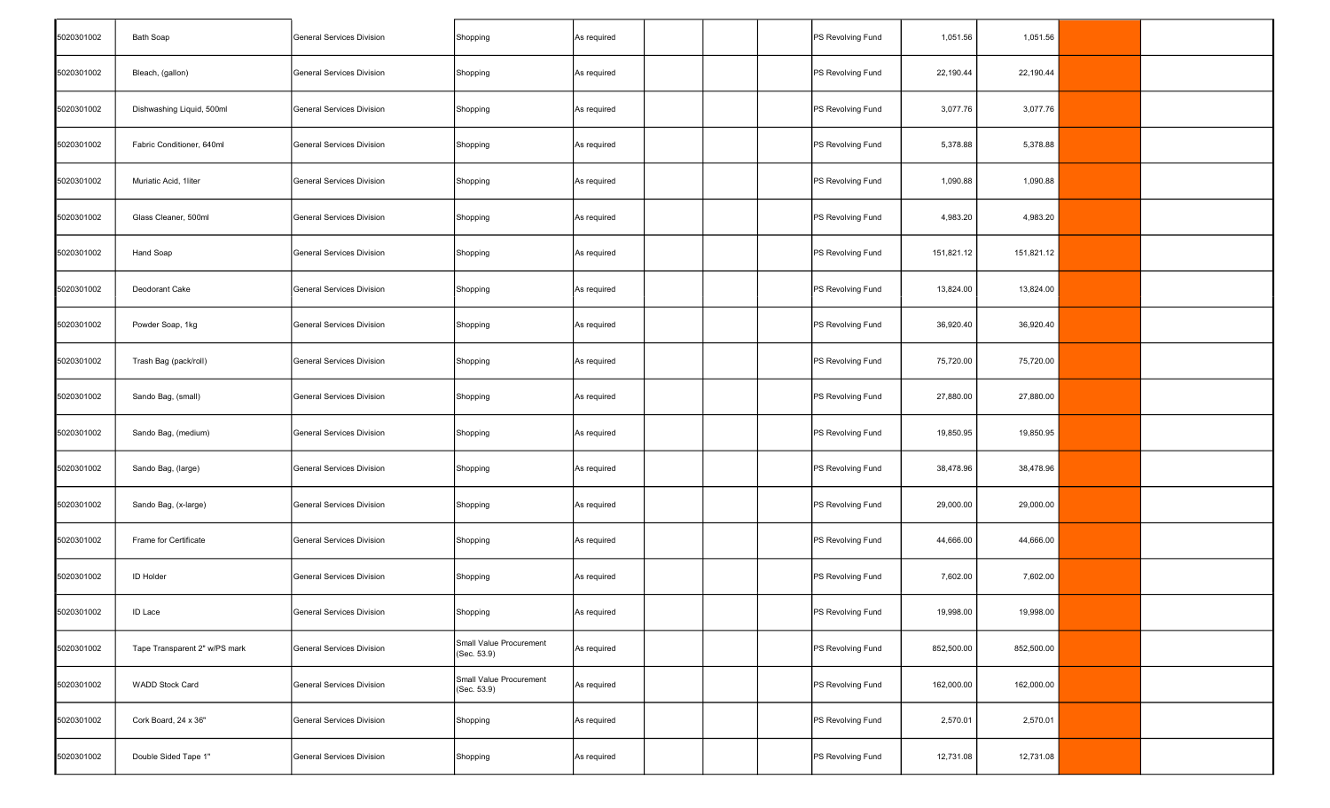| | | | | | | | | | | | | |
|---|---|---|---|---|---|---|---|---|---|---|---|---|
| 5020301002 | Bath Soap | General Services Division | Shopping | As required | | | | PS Revolving Fund | 1,051.56 | 1,051.56 | | |
| 5020301002 | Bleach, (gallon) | General Services Division | Shopping | As required | | | | PS Revolving Fund | 22,190.44 | 22,190.44 | | |
| 5020301002 | Dishwashing Liquid, 500ml | General Services Division | Shopping | As required | | | | PS Revolving Fund | 3,077.76 | 3,077.76 | | |
| 5020301002 | Fabric Conditioner, 640ml | General Services Division | Shopping | As required | | | | PS Revolving Fund | 5,378.88 | 5,378.88 | | |
| 5020301002 | Muriatic Acid, 1liter | General Services Division | Shopping | As required | | | | PS Revolving Fund | 1,090.88 | 1,090.88 | | |
| 5020301002 | Glass Cleaner, 500ml | General Services Division | Shopping | As required | | | | PS Revolving Fund | 4,983.20 | 4,983.20 | | |
| 5020301002 | Hand Soap | General Services Division | Shopping | As required | | | | PS Revolving Fund | 151,821.12 | 151,821.12 | | |
| 5020301002 | Deodorant Cake | General Services Division | Shopping | As required | | | | PS Revolving Fund | 13,824.00 | 13,824.00 | | |
| 5020301002 | Powder Soap, 1kg | General Services Division | Shopping | As required | | | | PS Revolving Fund | 36,920.40 | 36,920.40 | | |
| 5020301002 | Trash Bag (pack/roll) | General Services Division | Shopping | As required | | | | PS Revolving Fund | 75,720.00 | 75,720.00 | | |
| 5020301002 | Sando Bag, (small) | General Services Division | Shopping | As required | | | | PS Revolving Fund | 27,880.00 | 27,880.00 | | |
| 5020301002 | Sando Bag, (medium) | General Services Division | Shopping | As required | | | | PS Revolving Fund | 19,850.95 | 19,850.95 | | |
| 5020301002 | Sando Bag, (large) | General Services Division | Shopping | As required | | | | PS Revolving Fund | 38,478.96 | 38,478.96 | | |
| 5020301002 | Sando Bag, (x-large) | General Services Division | Shopping | As required | | | | PS Revolving Fund | 29,000.00 | 29,000.00 | | |
| 5020301002 | Frame for Certificate | General Services Division | Shopping | As required | | | | PS Revolving Fund | 44,666.00 | 44,666.00 | | |
| 5020301002 | ID Holder | General Services Division | Shopping | As required | | | | PS Revolving Fund | 7,602.00 | 7,602.00 | | |
| 5020301002 | ID Lace | General Services Division | Shopping | As required | | | | PS Revolving Fund | 19,998.00 | 19,998.00 | | |
| 5020301002 | Tape Transparent 2" w/PS mark | General Services Division | Small Value Procurement (Sec. 53.9) | As required | | | | PS Revolving Fund | 852,500.00 | 852,500.00 | | |
| 5020301002 | WADD Stock Card | General Services Division | Small Value Procurement (Sec. 53.9) | As required | | | | PS Revolving Fund | 162,000.00 | 162,000.00 | | |
| 5020301002 | Cork Board, 24 x 36" | General Services Division | Shopping | As required | | | | PS Revolving Fund | 2,570.01 | 2,570.01 | | |
| 5020301002 | Double Sided Tape 1" | General Services Division | Shopping | As required | | | | PS Revolving Fund | 12,731.08 | 12,731.08 | | |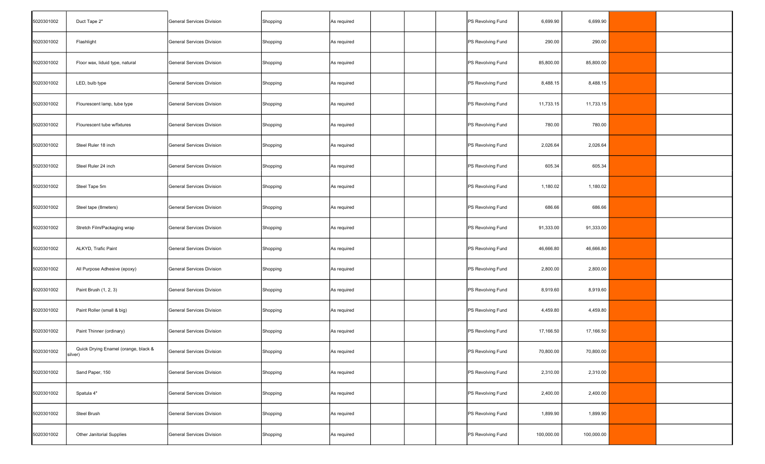| | | | | | | | | | | | | |
|---|---|---|---|---|---|---|---|---|---|---|---|---|
| 5020301002 | Duct Tape 2" | General Services Division | Shopping | As required | | | | PS Revolving Fund | 6,699.90 | 6,699.90 | | |
| 5020301002 | Flashlight | General Services Division | Shopping | As required | | | | PS Revolving Fund | 290.00 | 290.00 | | |
| 5020301002 | Floor wax, liduid type, natural | General Services Division | Shopping | As required | | | | PS Revolving Fund | 85,800.00 | 85,800.00 | | |
| 5020301002 | LED, bulb type | General Services Division | Shopping | As required | | | | PS Revolving Fund | 8,488.15 | 8,488.15 | | |
| 5020301002 | Flourescent lamp, tube type | General Services Division | Shopping | As required | | | | PS Revolving Fund | 11,733.15 | 11,733.15 | | |
| 5020301002 | Flourescent tube w/fixtures | General Services Division | Shopping | As required | | | | PS Revolving Fund | 780.00 | 780.00 | | |
| 5020301002 | Steel Ruler 18 inch | General Services Division | Shopping | As required | | | | PS Revolving Fund | 2,026.64 | 2,026.64 | | |
| 5020301002 | Steel Ruler 24 inch | General Services Division | Shopping | As required | | | | PS Revolving Fund | 605.34 | 605.34 | | |
| 5020301002 | Steel Tape 5m | General Services Division | Shopping | As required | | | | PS Revolving Fund | 1,180.02 | 1,180.02 | | |
| 5020301002 | Steel tape (8meters) | General Services Division | Shopping | As required | | | | PS Revolving Fund | 686.66 | 686.66 | | |
| 5020301002 | Stretch Film/Packaging wrap | General Services Division | Shopping | As required | | | | PS Revolving Fund | 91,333.00 | 91,333.00 | | |
| 5020301002 | ALKYD, Trafic Paint | General Services Division | Shopping | As required | | | | PS Revolving Fund | 46,666.80 | 46,666.80 | | |
| 5020301002 | All Purpose Adhesive (epoxy) | General Services Division | Shopping | As required | | | | PS Revolving Fund | 2,800.00 | 2,800.00 | | |
| 5020301002 | Paint Brush (1, 2, 3) | General Services Division | Shopping | As required | | | | PS Revolving Fund | 8,919.60 | 8,919.60 | | |
| 5020301002 | Paint Roller (small & big) | General Services Division | Shopping | As required | | | | PS Revolving Fund | 4,459.80 | 4,459.80 | | |
| 5020301002 | Paint Thinner (ordinary) | General Services Division | Shopping | As required | | | | PS Revolving Fund | 17,166.50 | 17,166.50 | | |
| 5020301002 | Quick Drying Enamel (orange, black & silver) | General Services Division | Shopping | As required | | | | PS Revolving Fund | 70,800.00 | 70,800.00 | | |
| 5020301002 | Sand Paper, 150 | General Services Division | Shopping | As required | | | | PS Revolving Fund | 2,310.00 | 2,310.00 | | |
| 5020301002 | Spatula 4" | General Services Division | Shopping | As required | | | | PS Revolving Fund | 2,400.00 | 2,400.00 | | |
| 5020301002 | Steel Brush | General Services Division | Shopping | As required | | | | PS Revolving Fund | 1,899.90 | 1,899.90 | | |
| 5020301002 | Other Janitorial Supplies | General Services Division | Shopping | As required | | | | PS Revolving Fund | 100,000.00 | 100,000.00 | | |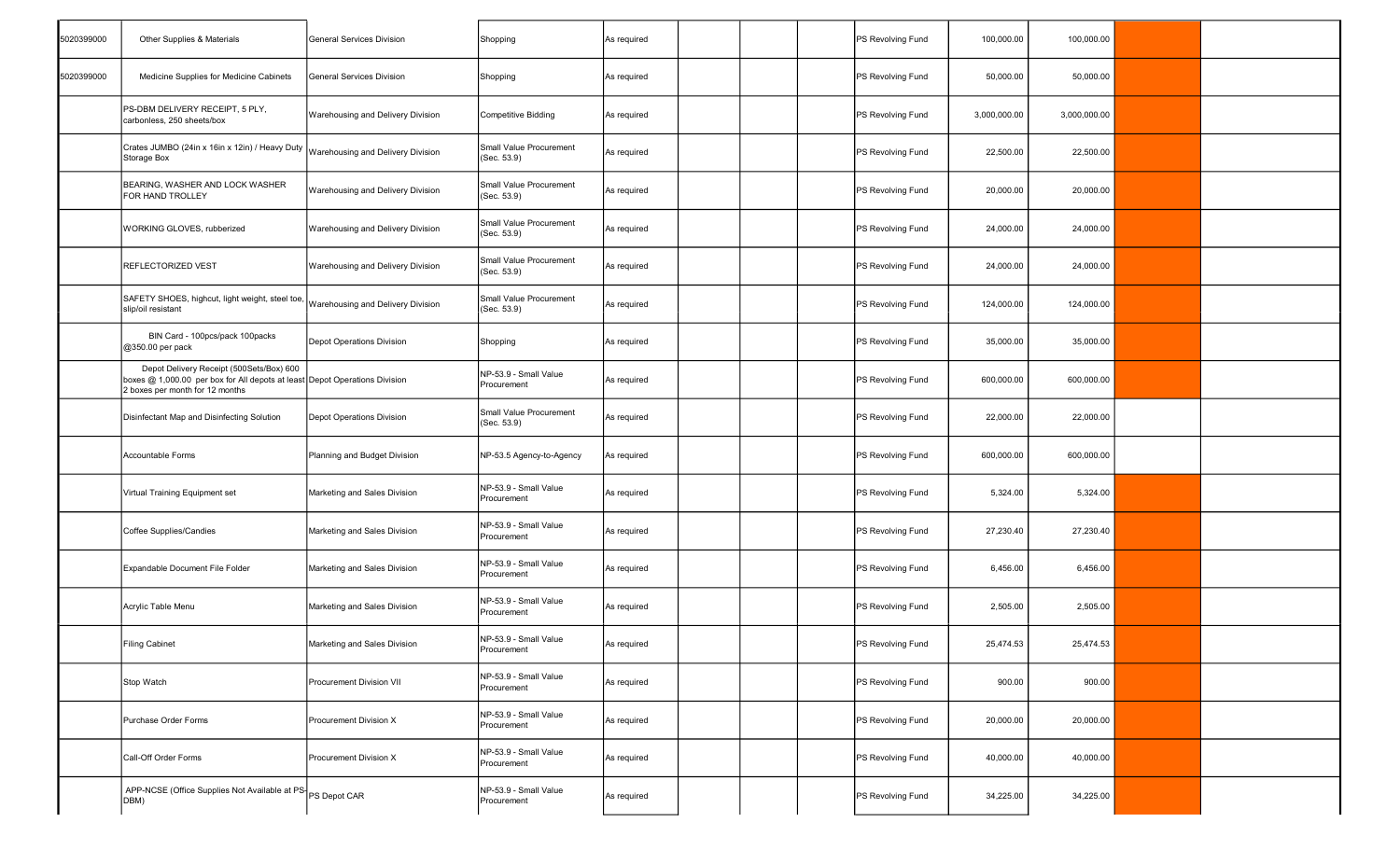| | | | | | | | | | | | | |
|---|---|---|---|---|---|---|---|---|---|---|---|---|
| 5020399000 | Other Supplies & Materials | General Services Division | Shopping | As required | | | | PS Revolving Fund | 100,000.00 | 100,000.00 | | |
| 5020399000 | Medicine Supplies for Medicine Cabinets | General Services Division | Shopping | As required | | | | PS Revolving Fund | 50,000.00 | 50,000.00 | | |
| | PS-DBM DELIVERY RECEIPT, 5 PLY, carbonless, 250 sheets/box | Warehousing and Delivery Division | Competitive Bidding | As required | | | | PS Revolving Fund | 3,000,000.00 | 3,000,000.00 | | |
| | Crates JUMBO (24in x 16in x 12in) / Heavy Duty Storage Box | Warehousing and Delivery Division | Small Value Procurement (Sec. 53.9) | As required | | | | PS Revolving Fund | 22,500.00 | 22,500.00 | | |
| | BEARING, WASHER AND LOCK WASHER FOR HAND TROLLEY | Warehousing and Delivery Division | Small Value Procurement (Sec. 53.9) | As required | | | | PS Revolving Fund | 20,000.00 | 20,000.00 | | |
| | WORKING GLOVES, rubberized | Warehousing and Delivery Division | Small Value Procurement (Sec. 53.9) | As required | | | | PS Revolving Fund | 24,000.00 | 24,000.00 | | |
| | REFLECTORIZED VEST | Warehousing and Delivery Division | Small Value Procurement (Sec. 53.9) | As required | | | | PS Revolving Fund | 24,000.00 | 24,000.00 | | |
| | SAFETY SHOES, highcut, light weight, steel toe, slip/oil resistant | Warehousing and Delivery Division | Small Value Procurement (Sec. 53.9) | As required | | | | PS Revolving Fund | 124,000.00 | 124,000.00 | | |
| | BIN Card - 100pcs/pack 100packs @350.00 per pack | Depot Operations Division | Shopping | As required | | | | PS Revolving Fund | 35,000.00 | 35,000.00 | | |
| | Depot Delivery Receipt (500Sets/Box) 600 boxes @ 1,000.00 per box for All depots at least 2 boxes per month for 12 months | Depot Operations Division | NP-53.9 - Small Value Procurement | As required | | | | PS Revolving Fund | 600,000.00 | 600,000.00 | | |
| | Disinfectant Map and Disinfecting Solution | Depot Operations Division | Small Value Procurement (Sec. 53.9) | As required | | | | PS Revolving Fund | 22,000.00 | 22,000.00 | | |
| | Accountable Forms | Planning and Budget Division | NP-53.5 Agency-to-Agency | As required | | | | PS Revolving Fund | 600,000.00 | 600,000.00 | | |
| | Virtual Training Equipment set | Marketing and Sales Division | NP-53.9 - Small Value Procurement | As required | | | | PS Revolving Fund | 5,324.00 | 5,324.00 | | |
| | Coffee Supplies/Candies | Marketing and Sales Division | NP-53.9 - Small Value Procurement | As required | | | | PS Revolving Fund | 27,230.40 | 27,230.40 | | |
| | Expandable Document File Folder | Marketing and Sales Division | NP-53.9 - Small Value Procurement | As required | | | | PS Revolving Fund | 6,456.00 | 6,456.00 | | |
| | Acrylic Table Menu | Marketing and Sales Division | NP-53.9 - Small Value Procurement | As required | | | | PS Revolving Fund | 2,505.00 | 2,505.00 | | |
| | Filing Cabinet | Marketing and Sales Division | NP-53.9 - Small Value Procurement | As required | | | | PS Revolving Fund | 25,474.53 | 25,474.53 | | |
| | Stop Watch | Procurement Division VII | NP-53.9 - Small Value Procurement | As required | | | | PS Revolving Fund | 900.00 | 900.00 | | |
| | Purchase Order Forms | Procurement Division X | NP-53.9 - Small Value Procurement | As required | | | | PS Revolving Fund | 20,000.00 | 20,000.00 | | |
| | Call-Off Order Forms | Procurement Division X | NP-53.9 - Small Value Procurement | As required | | | | PS Revolving Fund | 40,000.00 | 40,000.00 | | |
| | APP-NCSE (Office Supplies Not Available at PS-DBM) | PS Depot CAR | NP-53.9 - Small Value Procurement | As required | | | | PS Revolving Fund | 34,225.00 | 34,225.00 | | |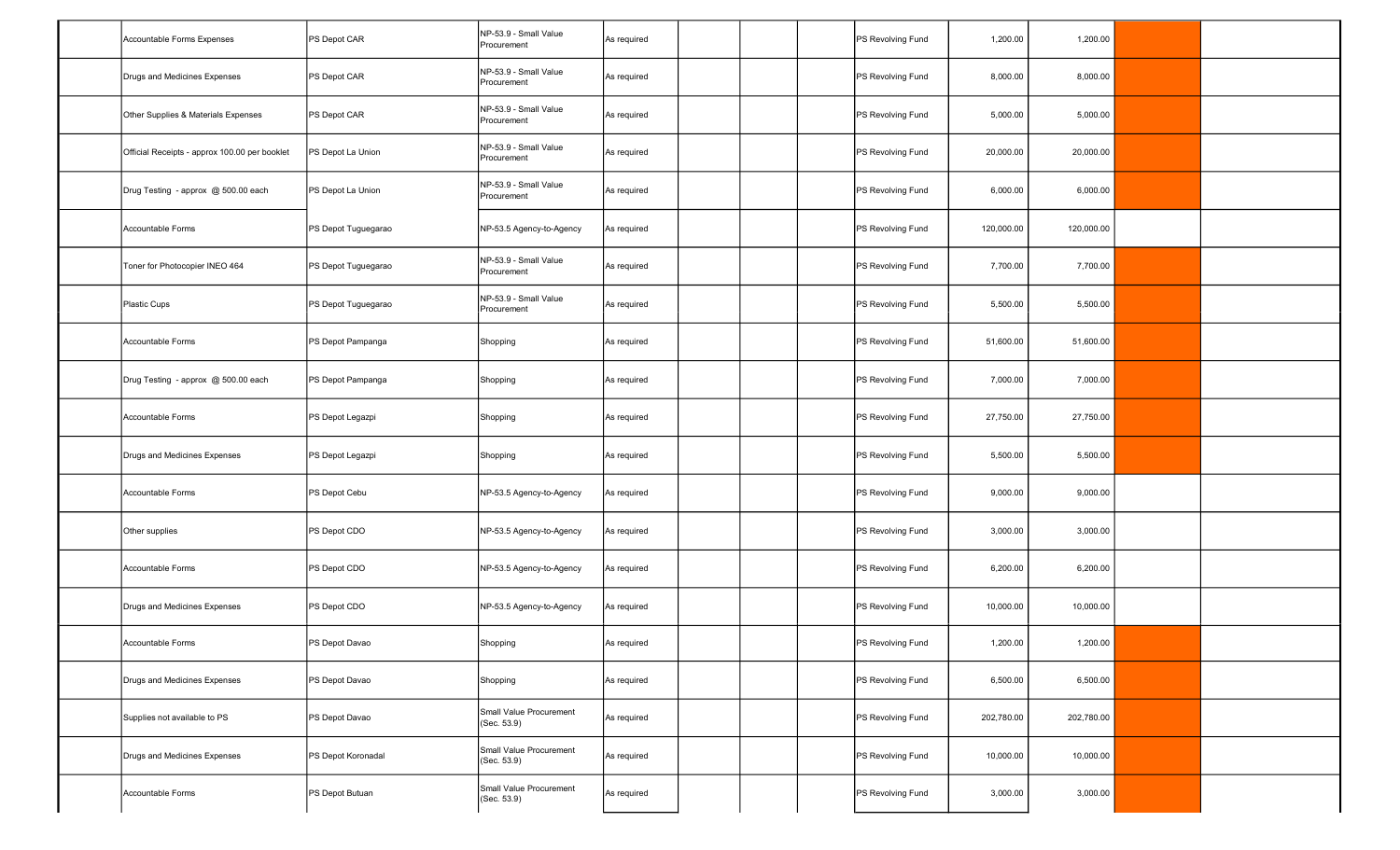| | | | | | | | | | | | | |
|---|---|---|---|---|---|---|---|---|---|---|---|---|
| | Accountable Forms Expenses | PS Depot CAR | NP-53.9 - Small Value Procurement | As required | | | | PS Revolving Fund | 1,200.00 | 1,200.00 | | |
| | Drugs and Medicines Expenses | PS Depot CAR | NP-53.9 - Small Value Procurement | As required | | | | PS Revolving Fund | 8,000.00 | 8,000.00 | | |
| | Other Supplies & Materials Expenses | PS Depot CAR | NP-53.9 - Small Value Procurement | As required | | | | PS Revolving Fund | 5,000.00 | 5,000.00 | | |
| | Official Receipts - approx 100.00 per booklet | PS Depot La Union | NP-53.9 - Small Value Procurement | As required | | | | PS Revolving Fund | 20,000.00 | 20,000.00 | | |
| | Drug Testing - approx @ 500.00 each | PS Depot La Union | NP-53.9 - Small Value Procurement | As required | | | | PS Revolving Fund | 6,000.00 | 6,000.00 | | |
| | Accountable Forms | PS Depot Tuguegarao | NP-53.5 Agency-to-Agency | As required | | | | PS Revolving Fund | 120,000.00 | 120,000.00 | | |
| | Toner for Photocopier INEO 464 | PS Depot Tuguegarao | NP-53.9 - Small Value Procurement | As required | | | | PS Revolving Fund | 7,700.00 | 7,700.00 | | |
| | Plastic Cups | PS Depot Tuguegarao | NP-53.9 - Small Value Procurement | As required | | | | PS Revolving Fund | 5,500.00 | 5,500.00 | | |
| | Accountable Forms | PS Depot Pampanga | Shopping | As required | | | | PS Revolving Fund | 51,600.00 | 51,600.00 | | |
| | Drug Testing - approx @ 500.00 each | PS Depot Pampanga | Shopping | As required | | | | PS Revolving Fund | 7,000.00 | 7,000.00 | | |
| | Accountable Forms | PS Depot Legazpi | Shopping | As required | | | | PS Revolving Fund | 27,750.00 | 27,750.00 | | |
| | Drugs and Medicines Expenses | PS Depot Legazpi | Shopping | As required | | | | PS Revolving Fund | 5,500.00 | 5,500.00 | | |
| | Accountable Forms | PS Depot Cebu | NP-53.5 Agency-to-Agency | As required | | | | PS Revolving Fund | 9,000.00 | 9,000.00 | | |
| | Other supplies | PS Depot CDO | NP-53.5 Agency-to-Agency | As required | | | | PS Revolving Fund | 3,000.00 | 3,000.00 | | |
| | Accountable Forms | PS Depot CDO | NP-53.5 Agency-to-Agency | As required | | | | PS Revolving Fund | 6,200.00 | 6,200.00 | | |
| | Drugs and Medicines Expenses | PS Depot CDO | NP-53.5 Agency-to-Agency | As required | | | | PS Revolving Fund | 10,000.00 | 10,000.00 | | |
| | Accountable Forms | PS Depot Davao | Shopping | As required | | | | PS Revolving Fund | 1,200.00 | 1,200.00 | | |
| | Drugs and Medicines Expenses | PS Depot Davao | Shopping | As required | | | | PS Revolving Fund | 6,500.00 | 6,500.00 | | |
| | Supplies not available to PS | PS Depot Davao | Small Value Procurement (Sec. 53.9) | As required | | | | PS Revolving Fund | 202,780.00 | 202,780.00 | | |
| | Drugs and Medicines Expenses | PS Depot Koronadal | Small Value Procurement (Sec. 53.9) | As required | | | | PS Revolving Fund | 10,000.00 | 10,000.00 | | |
| | Accountable Forms | PS Depot Butuan | Small Value Procurement (Sec. 53.9) | As required | | | | PS Revolving Fund | 3,000.00 | 3,000.00 | | |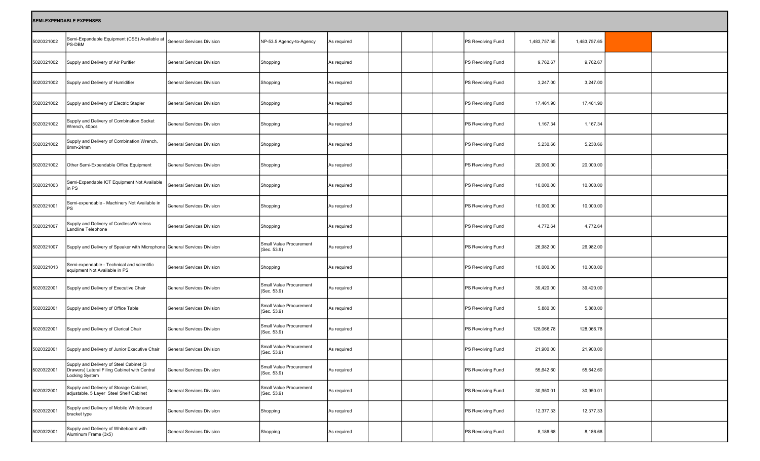| SEMI-EXPENDABLE EXPENSES | | | | | | | | | | | | |
|---|---|---|---|---|---|---|---|---|---|---|---|---|
| 5020321002 | Semi-Expendable Equipment (CSE) Available at PS-DBM | General Services Division | NP-53.5 Agency-to-Agency | As required | | | | PS Revolving Fund | 1,483,757.65 | 1,483,757.65 | | |
| 5020321002 | Supply and Delivery of Air Purifier | General Services Division | Shopping | As required | | | | PS Revolving Fund | 9,762.67 | 9,762.67 | | |
| 5020321002 | Supply and Delivery of Humidifier | General Services Division | Shopping | As required | | | | PS Revolving Fund | 3,247.00 | 3,247.00 | | |
| 5020321002 | Supply and Delivery of Electric Stapler | General Services Division | Shopping | As required | | | | PS Revolving Fund | 17,461.90 | 17,461.90 | | |
| 5020321002 | Supply and Delivery of Combination Socket Wrench, 40pcs | General Services Division | Shopping | As required | | | | PS Revolving Fund | 1,167.34 | 1,167.34 | | |
| 5020321002 | Supply and Delivery of Combination Wrench, 8mm-24mm | General Services Division | Shopping | As required | | | | PS Revolving Fund | 5,230.66 | 5,230.66 | | |
| 5020321002 | Other Semi-Expendable Office Equipment | General Services Division | Shopping | As required | | | | PS Revolving Fund | 20,000.00 | 20,000.00 | | |
| 5020321003 | Semi-Expendable ICT Equipment Not Available in PS | General Services Division | Shopping | As required | | | | PS Revolving Fund | 10,000.00 | 10,000.00 | | |
| 5020321001 | Semi-expendable - Machinery Not Available in PS | General Services Division | Shopping | As required | | | | PS Revolving Fund | 10,000.00 | 10,000.00 | | |
| 5020321007 | Supply and Delivery of Cordless/Wireless Landline Telephone | General Services Division | Shopping | As required | | | | PS Revolving Fund | 4,772.64 | 4,772.64 | | |
| 5020321007 | Supply and Delivery of Speaker with Microphone | General Services Division | Small Value Procurement (Sec. 53.9) | As required | | | | PS Revolving Fund | 26,982.00 | 26,982.00 | | |
| 5020321013 | Semi-expendable - Technical and scientific equipment Not Available in PS | General Services Division | Shopping | As required | | | | PS Revolving Fund | 10,000.00 | 10,000.00 | | |
| 5020322001 | Supply and Delivery of Executive Chair | General Services Division | Small Value Procurement (Sec. 53.9) | As required | | | | PS Revolving Fund | 39,420.00 | 39,420.00 | | |
| 5020322001 | Supply and Delivery of Office Table | General Services Division | Small Value Procurement (Sec. 53.9) | As required | | | | PS Revolving Fund | 5,880.00 | 5,880.00 | | |
| 5020322001 | Supply and Delivery of Clerical Chair | General Services Division | Small Value Procurement (Sec. 53.9) | As required | | | | PS Revolving Fund | 128,066.78 | 128,066.78 | | |
| 5020322001 | Supply and Delivery of Junior Executive Chair | General Services Division | Small Value Procurement (Sec. 53.9) | As required | | | | PS Revolving Fund | 21,900.00 | 21,900.00 | | |
| 5020322001 | Supply and Delivery of Steel Cabinet (3 Drawers) Lateral Filing Cabinet with Central Locking System | General Services Division | Small Value Procurement (Sec. 53.9) | As required | | | | PS Revolving Fund | 55,642.60 | 55,642.60 | | |
| 5020322001 | Supply and Delivery of Storage Cabinet, adjustable, 5 Layer Steel Shelf Cabinet | General Services Division | Small Value Procurement (Sec. 53.9) | As required | | | | PS Revolving Fund | 30,950.01 | 30,950.01 | | |
| 5020322001 | Supply and Delivery of Mobile Whiteboard bracket type | General Services Division | Shopping | As required | | | | PS Revolving Fund | 12,377.33 | 12,377.33 | | |
| 5020322001 | Supply and Delivery of Whiteboard with Aluminum Frame (3x5) | General Services Division | Shopping | As required | | | | PS Revolving Fund | 8,186.68 | 8,186.68 | | |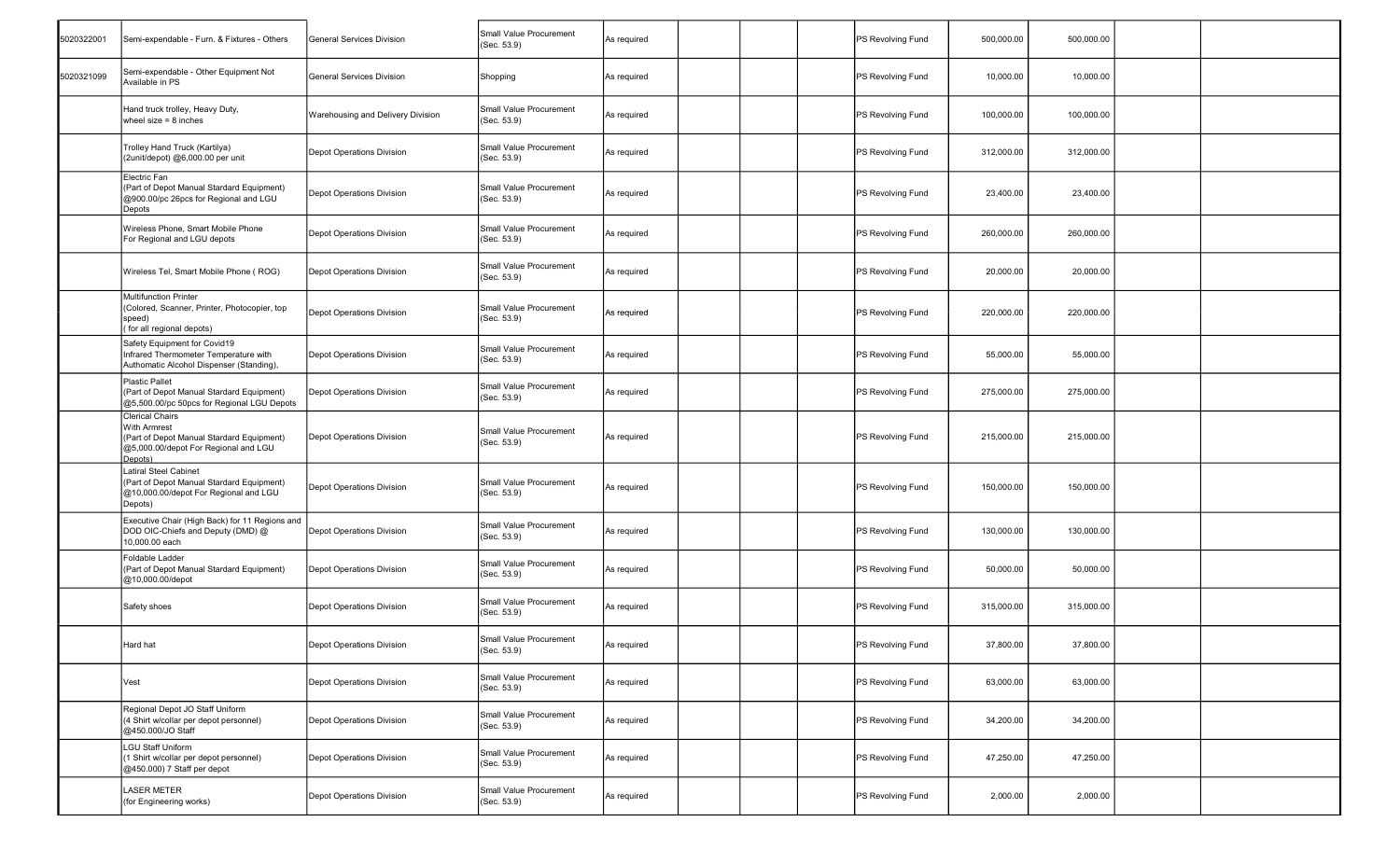| | | | | | | | | | | | | |
|---|---|---|---|---|---|---|---|---|---|---|---|---|
| 5020322001 | Semi-expendable - Furn. & Fixtures - Others | General Services Division | Small Value Procurement (Sec. 53.9) | As required | | | | PS Revolving Fund | 500,000.00 | 500,000.00 | | |
| 5020321099 | Semi-expendable - Other Equipment Not Available in PS | General Services Division | Shopping | As required | | | | PS Revolving Fund | 10,000.00 | 10,000.00 | | |
| | Hand truck trolley, Heavy Duty, wheel size = 8 inches | Warehousing and Delivery Division | Small Value Procurement (Sec. 53.9) | As required | | | | PS Revolving Fund | 100,000.00 | 100,000.00 | | |
| | Trolley Hand Truck (Kartilya) (2unit/depot) @6,000.00 per unit | Depot Operations Division | Small Value Procurement (Sec. 53.9) | As required | | | | PS Revolving Fund | 312,000.00 | 312,000.00 | | |
| | Electric Fan (Part of Depot Manual Stardard Equipment) @900.00/pc 26pcs for Regional and LGU Depots | Depot Operations Division | Small Value Procurement (Sec. 53.9) | As required | | | | PS Revolving Fund | 23,400.00 | 23,400.00 | | |
| | Wireless Phone, Smart Mobile Phone For Regional and LGU depots | Depot Operations Division | Small Value Procurement (Sec. 53.9) | As required | | | | PS Revolving Fund | 260,000.00 | 260,000.00 | | |
| | Wireless Tel, Smart Mobile Phone ( ROG) | Depot Operations Division | Small Value Procurement (Sec. 53.9) | As required | | | | PS Revolving Fund | 20,000.00 | 20,000.00 | | |
| | Multifunction Printer (Colored, Scanner, Printer, Photocopier, top speed) ( for all regional depots) | Depot Operations Division | Small Value Procurement (Sec. 53.9) | As required | | | | PS Revolving Fund | 220,000.00 | 220,000.00 | | |
| | Safety Equipment for Covid19 Infrared Thermometer Temperature with Authomatic Alcohol Dispenser (Standing), | Depot Operations Division | Small Value Procurement (Sec. 53.9) | As required | | | | PS Revolving Fund | 55,000.00 | 55,000.00 | | |
| | Plastic Pallet (Part of Depot Manual Stardard Equipment) @5,500.00/pc 50pcs for Regional LGU Depots | Depot Operations Division | Small Value Procurement (Sec. 53.9) | As required | | | | PS Revolving Fund | 275,000.00 | 275,000.00 | | |
| | Clerical Chairs With Armrest (Part of Depot Manual Stardard Equipment) @5,000.00/depot For Regional and LGU Depots) | Depot Operations Division | Small Value Procurement (Sec. 53.9) | As required | | | | PS Revolving Fund | 215,000.00 | 215,000.00 | | |
| | Latiral Steel Cabinet (Part of Depot Manual Stardard Equipment) @10,000.00/depot For Regional and LGU Depots) | Depot Operations Division | Small Value Procurement (Sec. 53.9) | As required | | | | PS Revolving Fund | 150,000.00 | 150,000.00 | | |
| | Executive Chair (High Back) for 11 Regions and DOD OIC-Chiefs and Deputy (DMD) @ 10,000.00 each | Depot Operations Division | Small Value Procurement (Sec. 53.9) | As required | | | | PS Revolving Fund | 130,000.00 | 130,000.00 | | |
| | Foldable Ladder (Part of Depot Manual Stardard Equipment) @10,000.00/depot | Depot Operations Division | Small Value Procurement (Sec. 53.9) | As required | | | | PS Revolving Fund | 50,000.00 | 50,000.00 | | |
| | Safety shoes | Depot Operations Division | Small Value Procurement (Sec. 53.9) | As required | | | | PS Revolving Fund | 315,000.00 | 315,000.00 | | |
| | Hard hat | Depot Operations Division | Small Value Procurement (Sec. 53.9) | As required | | | | PS Revolving Fund | 37,800.00 | 37,800.00 | | |
| | Vest | Depot Operations Division | Small Value Procurement (Sec. 53.9) | As required | | | | PS Revolving Fund | 63,000.00 | 63,000.00 | | |
| | Regional Depot JO Staff Uniform (4 Shirt w/collar per depot personnel) @450.000/JO Staff | Depot Operations Division | Small Value Procurement (Sec. 53.9) | As required | | | | PS Revolving Fund | 34,200.00 | 34,200.00 | | |
| | LGU Staff Uniform (1 Shirt w/collar per depot personnel) @450.000) 7 Staff per depot | Depot Operations Division | Small Value Procurement (Sec. 53.9) | As required | | | | PS Revolving Fund | 47,250.00 | 47,250.00 | | |
| | LASER METER (for Engineering works) | Depot Operations Division | Small Value Procurement (Sec. 53.9) | As required | | | | PS Revolving Fund | 2,000.00 | 2,000.00 | | |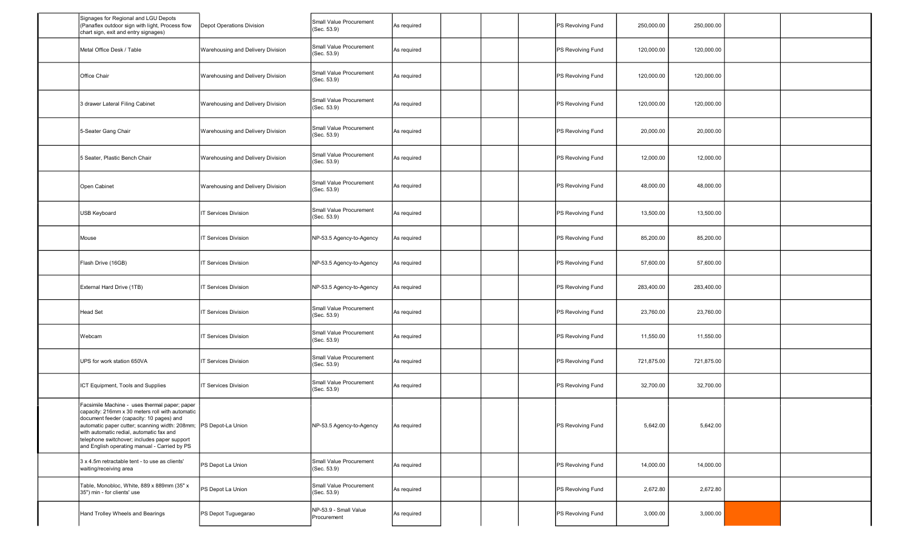| | | | | | | | | | | | | |
|---|---|---|---|---|---|---|---|---|---|---|---|---|
| | Signages for Regional and LGU Depots (Panaflex outdoor sign with light, Process flow chart sign, exit and entry signages) | Depot Operations Division | Small Value Procurement (Sec. 53.9) | As required | | | | PS Revolving Fund | 250,000.00 | 250,000.00 | | |
| | Metal Office Desk / Table | Warehousing and Delivery Division | Small Value Procurement (Sec. 53.9) | As required | | | | PS Revolving Fund | 120,000.00 | 120,000.00 | | |
| | Office Chair | Warehousing and Delivery Division | Small Value Procurement (Sec. 53.9) | As required | | | | PS Revolving Fund | 120,000.00 | 120,000.00 | | |
| | 3 drawer Lateral Filing Cabinet | Warehousing and Delivery Division | Small Value Procurement (Sec. 53.9) | As required | | | | PS Revolving Fund | 120,000.00 | 120,000.00 | | |
| | 5-Seater Gang Chair | Warehousing and Delivery Division | Small Value Procurement (Sec. 53.9) | As required | | | | PS Revolving Fund | 20,000.00 | 20,000.00 | | |
| | 5 Seater, Plastic Bench Chair | Warehousing and Delivery Division | Small Value Procurement (Sec. 53.9) | As required | | | | PS Revolving Fund | 12,000.00 | 12,000.00 | | |
| | Open Cabinet | Warehousing and Delivery Division | Small Value Procurement (Sec. 53.9) | As required | | | | PS Revolving Fund | 48,000.00 | 48,000.00 | | |
| | USB Keyboard | IT Services Division | Small Value Procurement (Sec. 53.9) | As required | | | | PS Revolving Fund | 13,500.00 | 13,500.00 | | |
| | Mouse | IT Services Division | NP-53.5 Agency-to-Agency | As required | | | | PS Revolving Fund | 85,200.00 | 85,200.00 | | |
| | Flash Drive (16GB) | IT Services Division | NP-53.5 Agency-to-Agency | As required | | | | PS Revolving Fund | 57,600.00 | 57,600.00 | | |
| | External Hard Drive (1TB) | IT Services Division | NP-53.5 Agency-to-Agency | As required | | | | PS Revolving Fund | 283,400.00 | 283,400.00 | | |
| | Head Set | IT Services Division | Small Value Procurement (Sec. 53.9) | As required | | | | PS Revolving Fund | 23,760.00 | 23,760.00 | | |
| | Webcam | IT Services Division | Small Value Procurement (Sec. 53.9) | As required | | | | PS Revolving Fund | 11,550.00 | 11,550.00 | | |
| | UPS for work station 650VA | IT Services Division | Small Value Procurement (Sec. 53.9) | As required | | | | PS Revolving Fund | 721,875.00 | 721,875.00 | | |
| | ICT Equipment, Tools and Supplies | IT Services Division | Small Value Procurement (Sec. 53.9) | As required | | | | PS Revolving Fund | 32,700.00 | 32,700.00 | | |
| | Facsimile Machine - uses thermal paper; paper capacity: 216mm x 30 meters roll with automatic document feeder (capacity: 10 pages) and automatic paper cutter; scanning width: 208mm; with automatic redial, automatic fax and telephone switchover; includes paper support and English operating manual - Carried by PS | PS Depot-La Union | NP-53.5 Agency-to-Agency | As required | | | | PS Revolving Fund | 5,642.00 | 5,642.00 | | |
| | 3 x 4.5m retractable tent - to use as clients' waiting/receiving area | PS Depot La Union | Small Value Procurement (Sec. 53.9) | As required | | | | PS Revolving Fund | 14,000.00 | 14,000.00 | | |
| | Table, Monobloc, White, 889 x 889mm (35" x 35") min - for clients' use | PS Depot La Union | Small Value Procurement (Sec. 53.9) | As required | | | | PS Revolving Fund | 2,672.80 | 2,672.80 | | |
| | Hand Trolley Wheels and Bearings | PS Depot Tuguegarao | NP-53.9 - Small Value Procurement | As required | | | | PS Revolving Fund | 3,000.00 | 3,000.00 | | |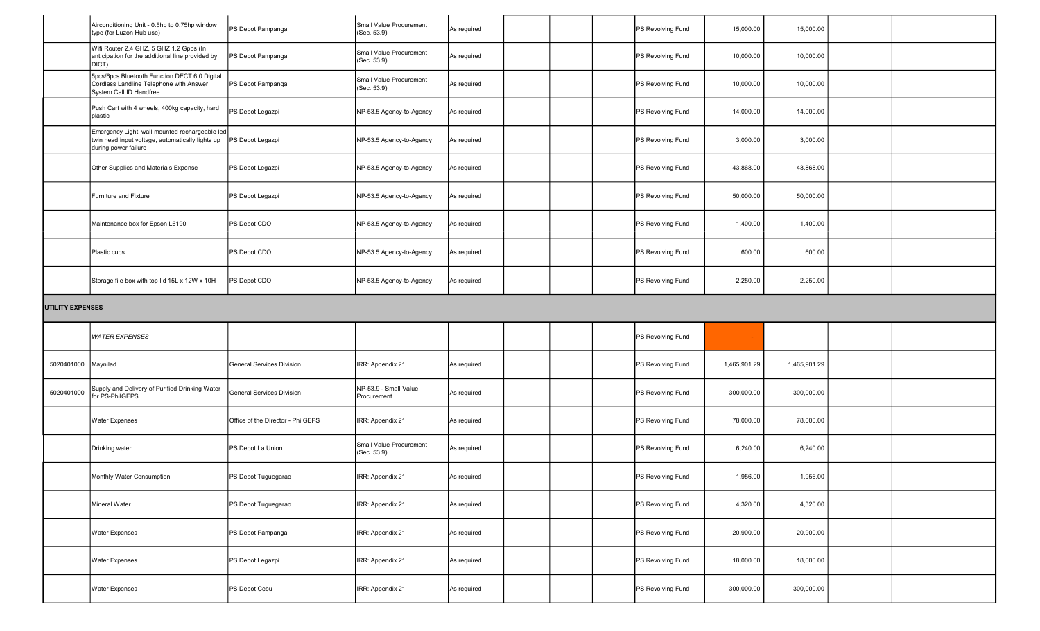| | | | | | | | | | | | | |
|---|---|---|---|---|---|---|---|---|---|---|---|---|
| | Airconditioning Unit - 0.5hp to 0.75hp window type (for Luzon Hub use) | PS Depot Pampanga | Small Value Procurement (Sec. 53.9) | As required | | | | PS Revolving Fund | 15,000.00 | 15,000.00 | | |
| | Wifi Router 2.4 GHZ, 5 GHZ 1.2 Gpbs (In anticipation for the additional line provided by DICT) | PS Depot Pampanga | Small Value Procurement (Sec. 53.9) | As required | | | | PS Revolving Fund | 10,000.00 | 10,000.00 | | |
| | 5pcs/6pcs Bluetooth Function DECT 6.0 Digital Cordless Landline Telephone with Answer System Call ID Handfree | PS Depot Pampanga | Small Value Procurement (Sec. 53.9) | As required | | | | PS Revolving Fund | 10,000.00 | 10,000.00 | | |
| | Push Cart with 4 wheels, 400kg capacity, hard plastic | PS Depot Legazpi | NP-53.5 Agency-to-Agency | As required | | | | PS Revolving Fund | 14,000.00 | 14,000.00 | | |
| | Emergency Light, wall mounted rechargeable led twin head input voltage, automatically lights up during power failure | PS Depot Legazpi | NP-53.5 Agency-to-Agency | As required | | | | PS Revolving Fund | 3,000.00 | 3,000.00 | | |
| | Other Supplies and Materials Expense | PS Depot Legazpi | NP-53.5 Agency-to-Agency | As required | | | | PS Revolving Fund | 43,868.00 | 43,868.00 | | |
| | Furniture and Fixture | PS Depot Legazpi | NP-53.5 Agency-to-Agency | As required | | | | PS Revolving Fund | 50,000.00 | 50,000.00 | | |
| | Maintenance box for Epson L6190 | PS Depot CDO | NP-53.5 Agency-to-Agency | As required | | | | PS Revolving Fund | 1,400.00 | 1,400.00 | | |
| | Plastic cups | PS Depot CDO | NP-53.5 Agency-to-Agency | As required | | | | PS Revolving Fund | 600.00 | 600.00 | | |
| | Storage file box with top lid 15L x 12W x 10H | PS Depot CDO | NP-53.5 Agency-to-Agency | As required | | | | PS Revolving Fund | 2,250.00 | 2,250.00 | | |
| **UTILITY EXPENSES** | | | | | | | | | | | | |
| | *WATER EXPENSES* | | | | | | | PS Revolving Fund | - | | | |
| 5020401000 | Maynilad | General Services Division | IRR: Appendix 21 | As required | | | | PS Revolving Fund | 1,465,901.29 | 1,465,901.29 | | |
| 5020401000 | Supply and Delivery of Purified Drinking Water for PS-PhilGEPS | General Services Division | NP-53.9 - Small Value Procurement | As required | | | | PS Revolving Fund | 300,000.00 | 300,000.00 | | |
| | Water Expenses | Office of the Director - PhilGEPS | IRR: Appendix 21 | As required | | | | PS Revolving Fund | 78,000.00 | 78,000.00 | | |
| | Drinking water | PS Depot La Union | Small Value Procurement (Sec. 53.9) | As required | | | | PS Revolving Fund | 6,240.00 | 6,240.00 | | |
| | Monthly Water Consumption | PS Depot Tuguegarao | IRR: Appendix 21 | As required | | | | PS Revolving Fund | 1,956.00 | 1,956.00 | | |
| | Mineral Water | PS Depot Tuguegarao | IRR: Appendix 21 | As required | | | | PS Revolving Fund | 4,320.00 | 4,320.00 | | |
| | Water Expenses | PS Depot Pampanga | IRR: Appendix 21 | As required | | | | PS Revolving Fund | 20,900.00 | 20,900.00 | | |
| | Water Expenses | PS Depot Legazpi | IRR: Appendix 21 | As required | | | | PS Revolving Fund | 18,000.00 | 18,000.00 | | |
| | Water Expenses | PS Depot Cebu | IRR: Appendix 21 | As required | | | | PS Revolving Fund | 300,000.00 | 300,000.00 | | |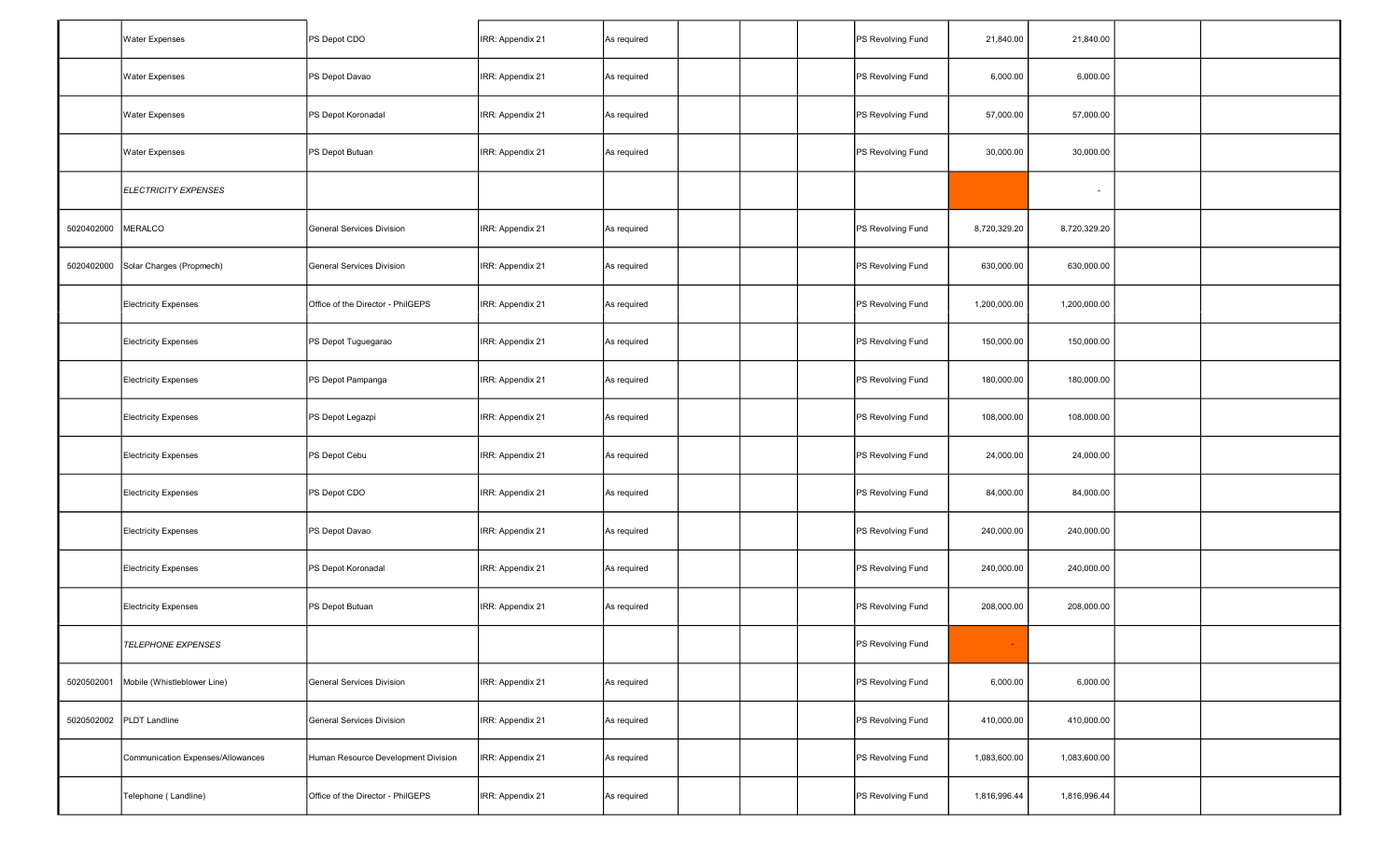| | | | | | | | | | | | | |
|---|---|---|---|---|---|---|---|---|---|---|---|---|
| | Water Expenses | PS Depot CDO | IRR: Appendix 21 | As required | | | | PS Revolving Fund | 21,840.00 | 21,840.00 | | |
| | Water Expenses | PS Depot Davao | IRR: Appendix 21 | As required | | | | PS Revolving Fund | 6,000.00 | 6,000.00 | | |
| | Water Expenses | PS Depot Koronadal | IRR: Appendix 21 | As required | | | | PS Revolving Fund | 57,000.00 | 57,000.00 | | |
| | Water Expenses | PS Depot Butuan | IRR: Appendix 21 | As required | | | | PS Revolving Fund | 30,000.00 | 30,000.00 | | |
| | *ELECTRICITY EXPENSES* | | | | | | | | | - | | |
| 5020402000 | MERALCO | General Services Division | IRR: Appendix 21 | As required | | | | PS Revolving Fund | 8,720,329.20 | 8,720,329.20 | | |
| 5020402000 | Solar Charges (Propmech) | General Services Division | IRR: Appendix 21 | As required | | | | PS Revolving Fund | 630,000.00 | 630,000.00 | | |
| | Electricity Expenses | Office of the Director - PhilGEPS | IRR: Appendix 21 | As required | | | | PS Revolving Fund | 1,200,000.00 | 1,200,000.00 | | |
| | Electricity Expenses | PS Depot Tuguegarao | IRR: Appendix 21 | As required | | | | PS Revolving Fund | 150,000.00 | 150,000.00 | | |
| | Electricity Expenses | PS Depot Pampanga | IRR: Appendix 21 | As required | | | | PS Revolving Fund | 180,000.00 | 180,000.00 | | |
| | Electricity Expenses | PS Depot Legazpi | IRR: Appendix 21 | As required | | | | PS Revolving Fund | 108,000.00 | 108,000.00 | | |
| | Electricity Expenses | PS Depot Cebu | IRR: Appendix 21 | As required | | | | PS Revolving Fund | 24,000.00 | 24,000.00 | | |
| | Electricity Expenses | PS Depot CDO | IRR: Appendix 21 | As required | | | | PS Revolving Fund | 84,000.00 | 84,000.00 | | |
| | Electricity Expenses | PS Depot Davao | IRR: Appendix 21 | As required | | | | PS Revolving Fund | 240,000.00 | 240,000.00 | | |
| | Electricity Expenses | PS Depot Koronadal | IRR: Appendix 21 | As required | | | | PS Revolving Fund | 240,000.00 | 240,000.00 | | |
| | Electricity Expenses | PS Depot Butuan | IRR: Appendix 21 | As required | | | | PS Revolving Fund | 208,000.00 | 208,000.00 | | |
| | *TELEPHONE EXPENSES* | | | | | | | PS Revolving Fund | - | | | |
| 5020502001 | Mobile (Whistleblower Line) | General Services Division | IRR: Appendix 21 | As required | | | | PS Revolving Fund | 6,000.00 | 6,000.00 | | |
| 5020502002 | PLDT Landline | General Services Division | IRR: Appendix 21 | As required | | | | PS Revolving Fund | 410,000.00 | 410,000.00 | | |
| | Communication Expenses/Allowances | Human Resource Development Division | IRR: Appendix 21 | As required | | | | PS Revolving Fund | 1,083,600.00 | 1,083,600.00 | | |
| | Telephone ( Landline) | Office of the Director - PhilGEPS | IRR: Appendix 21 | As required | | | | PS Revolving Fund | 1,816,996.44 | 1,816,996.44 | | |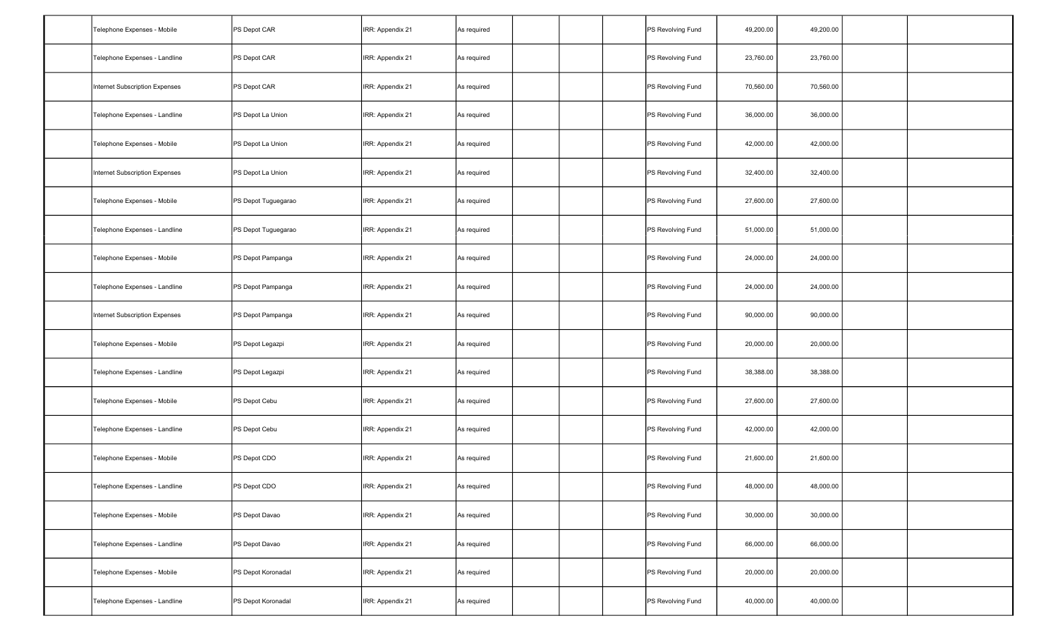| | | | | | | | | | | | | |
|---|---|---|---|---|---|---|---|---|---|---|---|---|
| | Telephone Expenses - Mobile | PS Depot CAR | IRR: Appendix 21 | As required | | | | PS Revolving Fund | 49,200.00 | 49,200.00 | | |
| | Telephone Expenses - Landline | PS Depot CAR | IRR: Appendix 21 | As required | | | | PS Revolving Fund | 23,760.00 | 23,760.00 | | |
| | Internet Subscription Expenses | PS Depot CAR | IRR: Appendix 21 | As required | | | | PS Revolving Fund | 70,560.00 | 70,560.00 | | |
| | Telephone Expenses - Landline | PS Depot La Union | IRR: Appendix 21 | As required | | | | PS Revolving Fund | 36,000.00 | 36,000.00 | | |
| | Telephone Expenses - Mobile | PS Depot La Union | IRR: Appendix 21 | As required | | | | PS Revolving Fund | 42,000.00 | 42,000.00 | | |
| | Internet Subscription Expenses | PS Depot La Union | IRR: Appendix 21 | As required | | | | PS Revolving Fund | 32,400.00 | 32,400.00 | | |
| | Telephone Expenses - Mobile | PS Depot Tuguegarao | IRR: Appendix 21 | As required | | | | PS Revolving Fund | 27,600.00 | 27,600.00 | | |
| | Telephone Expenses - Landline | PS Depot Tuguegarao | IRR: Appendix 21 | As required | | | | PS Revolving Fund | 51,000.00 | 51,000.00 | | |
| | Telephone Expenses - Mobile | PS Depot Pampanga | IRR: Appendix 21 | As required | | | | PS Revolving Fund | 24,000.00 | 24,000.00 | | |
| | Telephone Expenses - Landline | PS Depot Pampanga | IRR: Appendix 21 | As required | | | | PS Revolving Fund | 24,000.00 | 24,000.00 | | |
| | Internet Subscription Expenses | PS Depot Pampanga | IRR: Appendix 21 | As required | | | | PS Revolving Fund | 90,000.00 | 90,000.00 | | |
| | Telephone Expenses - Mobile | PS Depot Legazpi | IRR: Appendix 21 | As required | | | | PS Revolving Fund | 20,000.00 | 20,000.00 | | |
| | Telephone Expenses - Landline | PS Depot Legazpi | IRR: Appendix 21 | As required | | | | PS Revolving Fund | 38,388.00 | 38,388.00 | | |
| | Telephone Expenses - Mobile | PS Depot Cebu | IRR: Appendix 21 | As required | | | | PS Revolving Fund | 27,600.00 | 27,600.00 | | |
| | Telephone Expenses - Landline | PS Depot Cebu | IRR: Appendix 21 | As required | | | | PS Revolving Fund | 42,000.00 | 42,000.00 | | |
| | Telephone Expenses - Mobile | PS Depot CDO | IRR: Appendix 21 | As required | | | | PS Revolving Fund | 21,600.00 | 21,600.00 | | |
| | Telephone Expenses - Landline | PS Depot CDO | IRR: Appendix 21 | As required | | | | PS Revolving Fund | 48,000.00 | 48,000.00 | | |
| | Telephone Expenses - Mobile | PS Depot Davao | IRR: Appendix 21 | As required | | | | PS Revolving Fund | 30,000.00 | 30,000.00 | | |
| | Telephone Expenses - Landline | PS Depot Davao | IRR: Appendix 21 | As required | | | | PS Revolving Fund | 66,000.00 | 66,000.00 | | |
| | Telephone Expenses - Mobile | PS Depot Koronadal | IRR: Appendix 21 | As required | | | | PS Revolving Fund | 20,000.00 | 20,000.00 | | |
| | Telephone Expenses - Landline | PS Depot Koronadal | IRR: Appendix 21 | As required | | | | PS Revolving Fund | 40,000.00 | 40,000.00 | | |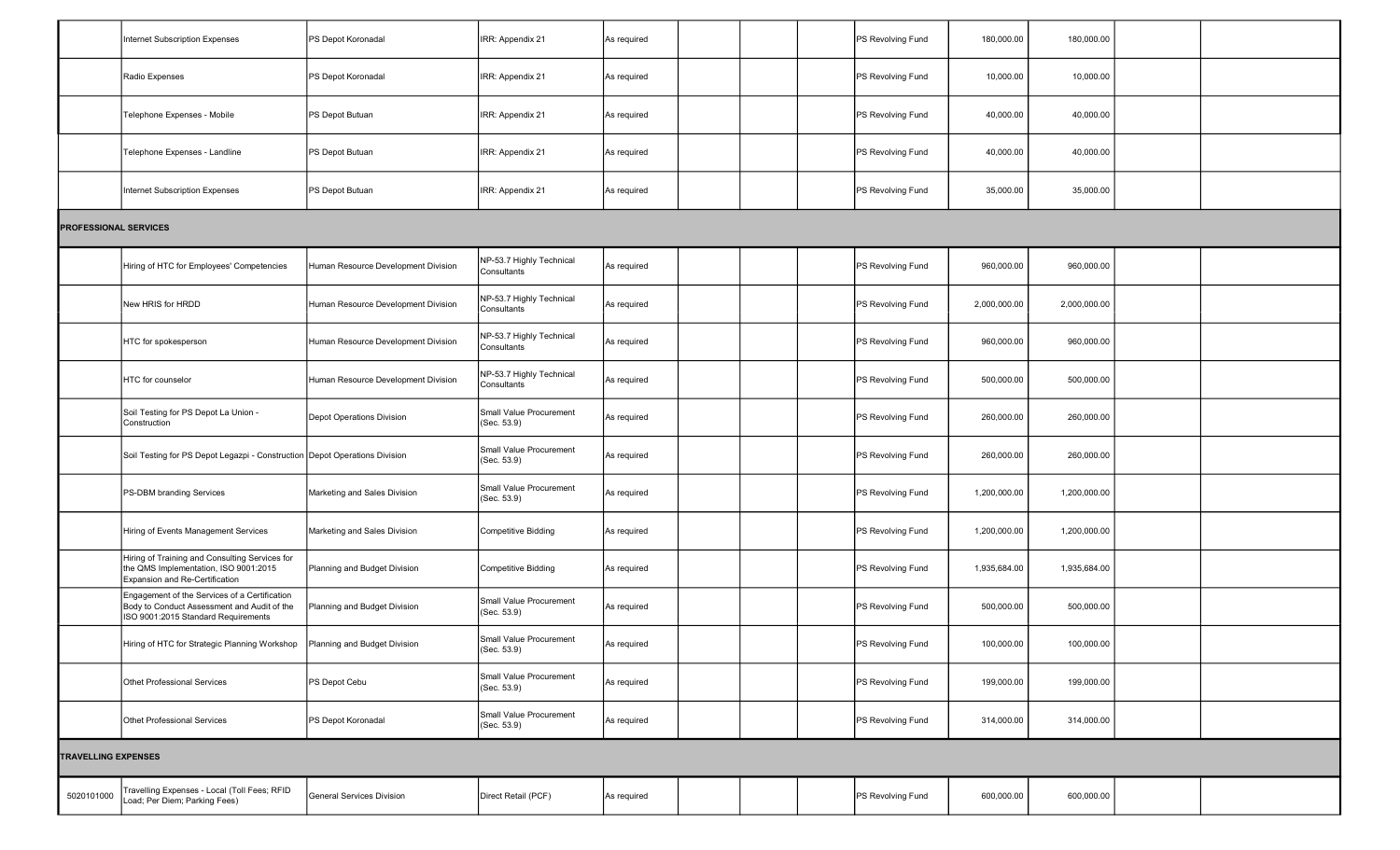| | | | | | | | | | | | | |
|---|---|---|---|---|---|---|---|---|---|---|---|---|
| | Internet Subscription Expenses | PS Depot Koronadal | IRR: Appendix 21 | As required | | | | PS Revolving Fund | 180,000.00 | 180,000.00 | | |
| | Radio Expenses | PS Depot Koronadal | IRR: Appendix 21 | As required | | | | PS Revolving Fund | 10,000.00 | 10,000.00 | | |
| | Telephone Expenses - Mobile | PS Depot Butuan | IRR: Appendix 21 | As required | | | | PS Revolving Fund | 40,000.00 | 40,000.00 | | |
| | Telephone Expenses - Landline | PS Depot Butuan | IRR: Appendix 21 | As required | | | | PS Revolving Fund | 40,000.00 | 40,000.00 | | |
| | Internet Subscription Expenses | PS Depot Butuan | IRR: Appendix 21 | As required | | | | PS Revolving Fund | 35,000.00 | 35,000.00 | | |
| **PROFESSIONAL SERVICES** | | | | | | | | | | | | |
| | Hiring of HTC for Employees' Competencies | Human Resource Development Division | NP-53.7 Highly Technical Consultants | As required | | | | PS Revolving Fund | 960,000.00 | 960,000.00 | | |
| | New HRIS for HRDD | Human Resource Development Division | NP-53.7 Highly Technical Consultants | As required | | | | PS Revolving Fund | 2,000,000.00 | 2,000,000.00 | | |
| | HTC for spokesperson | Human Resource Development Division | NP-53.7 Highly Technical Consultants | As required | | | | PS Revolving Fund | 960,000.00 | 960,000.00 | | |
| | HTC for counselor | Human Resource Development Division | NP-53.7 Highly Technical Consultants | As required | | | | PS Revolving Fund | 500,000.00 | 500,000.00 | | |
| | Soil Testing for PS Depot La Union - Construction | Depot Operations Division | Small Value Procurement (Sec. 53.9) | As required | | | | PS Revolving Fund | 260,000.00 | 260,000.00 | | |
| | Soil Testing for PS Depot Legazpi - Construction | Depot Operations Division | Small Value Procurement (Sec. 53.9) | As required | | | | PS Revolving Fund | 260,000.00 | 260,000.00 | | |
| | PS-DBM branding Services | Marketing and Sales Division | Small Value Procurement (Sec. 53.9) | As required | | | | PS Revolving Fund | 1,200,000.00 | 1,200,000.00 | | |
| | Hiring of Events Management Services | Marketing and Sales Division | Competitive Bidding | As required | | | | PS Revolving Fund | 1,200,000.00 | 1,200,000.00 | | |
| | Hiring of Training and Consulting Services for the QMS Implementation, ISO 9001:2015 Expansion and Re-Certification | Planning and Budget Division | Competitive Bidding | As required | | | | PS Revolving Fund | 1,935,684.00 | 1,935,684.00 | | |
| | Engagement of the Services of a Certification Body to Conduct Assessment and Audit of the ISO 9001:2015 Standard Requirements | Planning and Budget Division | Small Value Procurement (Sec. 53.9) | As required | | | | PS Revolving Fund | 500,000.00 | 500,000.00 | | |
| | Hiring of HTC for Strategic Planning Workshop | Planning and Budget Division | Small Value Procurement (Sec. 53.9) | As required | | | | PS Revolving Fund | 100,000.00 | 100,000.00 | | |
| | Othet Professional Services | PS Depot Cebu | Small Value Procurement (Sec. 53.9) | As required | | | | PS Revolving Fund | 199,000.00 | 199,000.00 | | |
| | Othet Professional Services | PS Depot Koronadal | Small Value Procurement (Sec. 53.9) | As required | | | | PS Revolving Fund | 314,000.00 | 314,000.00 | | |
| **TRAVELLING EXPENSES** | | | | | | | | | | | | |
| 5020101000 | Travelling Expenses - Local (Toll Fees; RFID Load; Per Diem; Parking Fees) | General Services Division | Direct Retail (PCF) | As required | | | | PS Revolving Fund | 600,000.00 | 600,000.00 | | |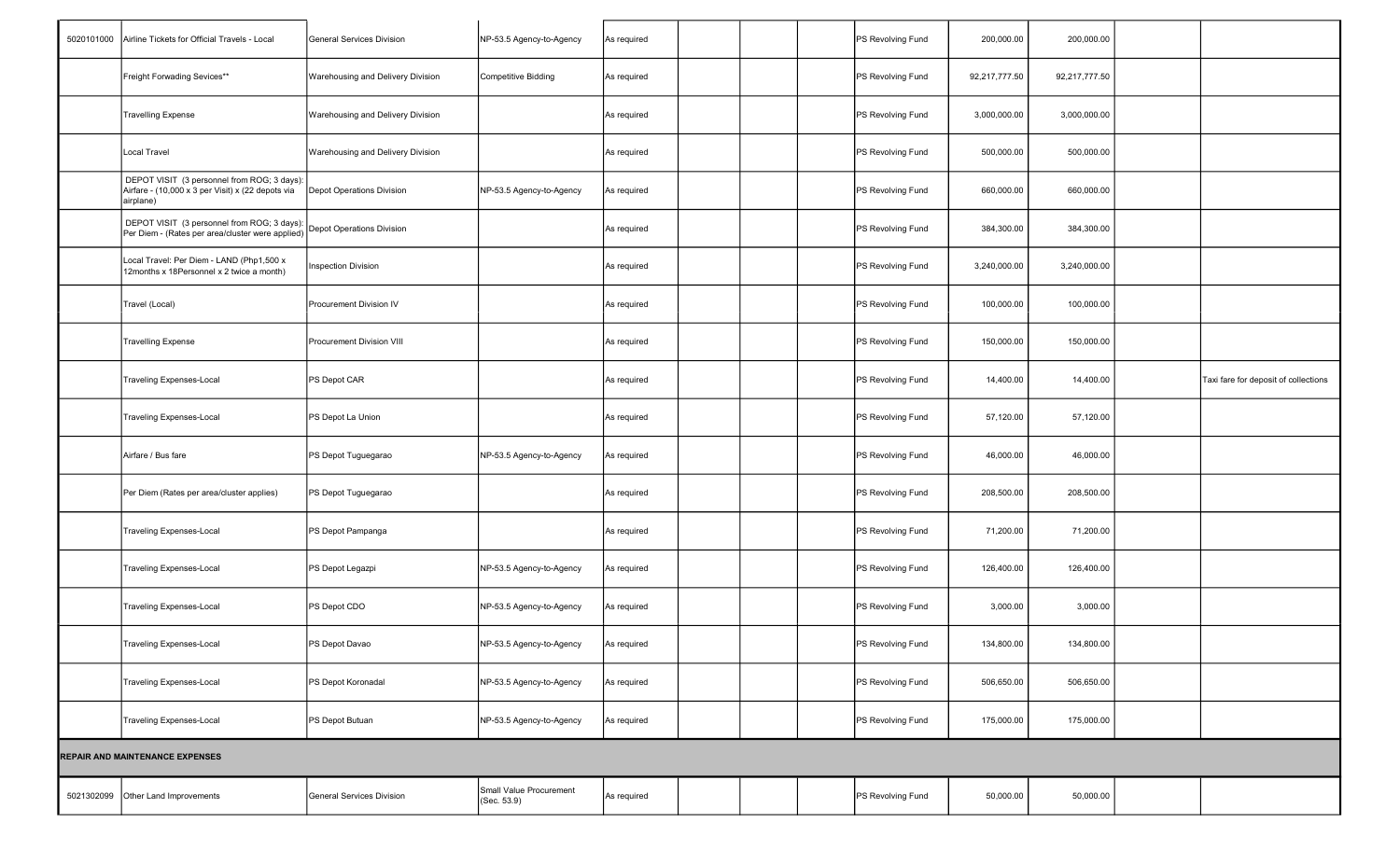| | | | | | | | | | | | | |
|---|---|---|---|---|---|---|---|---|---|---|---|---|
| 5020101000 | Airline Tickets for Official Travels - Local | General Services Division | NP-53.5 Agency-to-Agency | As required | | | | PS Revolving Fund | 200,000.00 | 200,000.00 | | |
| | Freight Forwading Sevices** | Warehousing and Delivery Division | Competitive Bidding | As required | | | | PS Revolving Fund | 92,217,777.50 | 92,217,777.50 | | |
| | Travelling Expense | Warehousing and Delivery Division | | As required | | | | PS Revolving Fund | 3,000,000.00 | 3,000,000.00 | | |
| | Local Travel | Warehousing and Delivery Division | | As required | | | | PS Revolving Fund | 500,000.00 | 500,000.00 | | |
| | DEPOT VISIT (3 personnel from ROG; 3 days): Airfare - (10,000 x 3 per Visit) x (22 depots via airplane) | Depot Operations Division | NP-53.5 Agency-to-Agency | As required | | | | PS Revolving Fund | 660,000.00 | 660,000.00 | | |
| | DEPOT VISIT (3 personnel from ROG; 3 days): Per Diem - (Rates per area/cluster were applied) | Depot Operations Division | | As required | | | | PS Revolving Fund | 384,300.00 | 384,300.00 | | |
| | Local Travel: Per Diem - LAND (Php1,500 x 12months x 18Personnel x 2 twice a month) | Inspection Division | | As required | | | | PS Revolving Fund | 3,240,000.00 | 3,240,000.00 | | |
| | Travel (Local) | Procurement Division IV | | As required | | | | PS Revolving Fund | 100,000.00 | 100,000.00 | | |
| | Travelling Expense | Procurement Division VIII | | As required | | | | PS Revolving Fund | 150,000.00 | 150,000.00 | | |
| | Traveling Expenses-Local | PS Depot CAR | | As required | | | | PS Revolving Fund | 14,400.00 | 14,400.00 | | Taxi fare for deposit of collections |
| | Traveling Expenses-Local | PS Depot La Union | | As required | | | | PS Revolving Fund | 57,120.00 | 57,120.00 | | |
| | Airfare / Bus fare | PS Depot Tuguegarao | NP-53.5 Agency-to-Agency | As required | | | | PS Revolving Fund | 46,000.00 | 46,000.00 | | |
| | Per Diem (Rates per area/cluster applies) | PS Depot Tuguegarao | | As required | | | | PS Revolving Fund | 208,500.00 | 208,500.00 | | |
| | Traveling Expenses-Local | PS Depot Pampanga | | As required | | | | PS Revolving Fund | 71,200.00 | 71,200.00 | | |
| | Traveling Expenses-Local | PS Depot Legazpi | NP-53.5 Agency-to-Agency | As required | | | | PS Revolving Fund | 126,400.00 | 126,400.00 | | |
| | Traveling Expenses-Local | PS Depot CDO | NP-53.5 Agency-to-Agency | As required | | | | PS Revolving Fund | 3,000.00 | 3,000.00 | | |
| | Traveling Expenses-Local | PS Depot Davao | NP-53.5 Agency-to-Agency | As required | | | | PS Revolving Fund | 134,800.00 | 134,800.00 | | |
| | Traveling Expenses-Local | PS Depot Koronadal | NP-53.5 Agency-to-Agency | As required | | | | PS Revolving Fund | 506,650.00 | 506,650.00 | | |
| | Traveling Expenses-Local | PS Depot Butuan | NP-53.5 Agency-to-Agency | As required | | | | PS Revolving Fund | 175,000.00 | 175,000.00 | | |
| **REPAIR AND MAINTENANCE EXPENSES** | | | | | | | | | | | | |
| 5021302099 | Other Land Improvements | General Services Division | Small Value Procurement (Sec. 53.9) | As required | | | | PS Revolving Fund | 50,000.00 | 50,000.00 | | |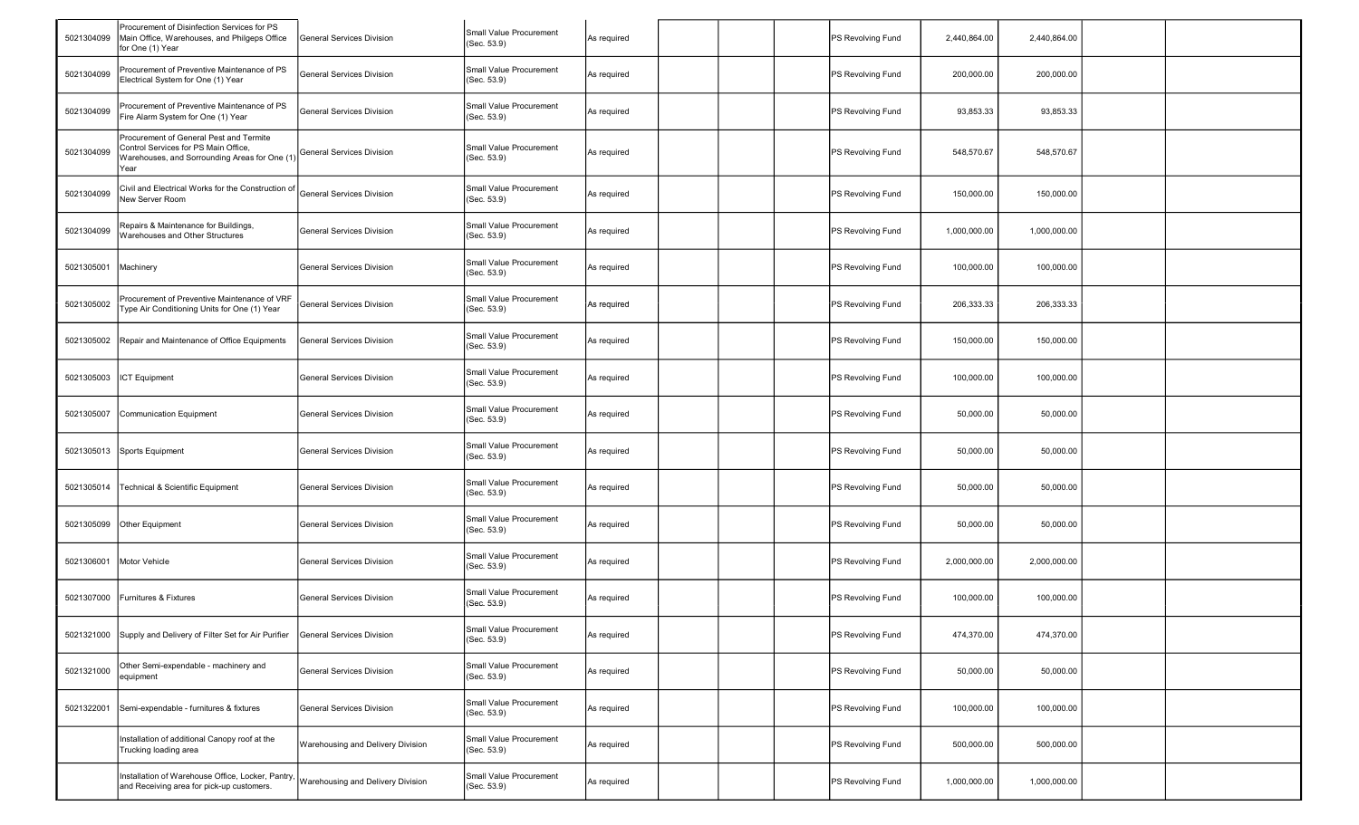| | | | | | | | | | | | | |
|---|---|---|---|---|---|---|---|---|---|---|---|---|
| 5021304099 | Procurement of Disinfection Services for PS Main Office, Warehouses, and Philgeps Office for One (1) Year | General Services Division | Small Value Procurement (Sec. 53.9) | As required | | | | PS Revolving Fund | 2,440,864.00 | 2,440,864.00 | | |
| 5021304099 | Procurement of Preventive Maintenance of PS Electrical System for One (1) Year | General Services Division | Small Value Procurement (Sec. 53.9) | As required | | | | PS Revolving Fund | 200,000.00 | 200,000.00 | | |
| 5021304099 | Procurement of Preventive Maintenance of PS Fire Alarm System for One (1) Year | General Services Division | Small Value Procurement (Sec. 53.9) | As required | | | | PS Revolving Fund | 93,853.33 | 93,853.33 | | |
| 5021304099 | Procurement of General Pest and Termite Control Services for PS Main Office, Warehouses, and Sorrounding Areas for One (1) Year | General Services Division | Small Value Procurement (Sec. 53.9) | As required | | | | PS Revolving Fund | 548,570.67 | 548,570.67 | | |
| 5021304099 | Civil and Electrical Works for the Construction of New Server Room | General Services Division | Small Value Procurement (Sec. 53.9) | As required | | | | PS Revolving Fund | 150,000.00 | 150,000.00 | | |
| 5021304099 | Repairs & Maintenance for Buildings, Warehouses and Other Structures | General Services Division | Small Value Procurement (Sec. 53.9) | As required | | | | PS Revolving Fund | 1,000,000.00 | 1,000,000.00 | | |
| 5021305001 | Machinery | General Services Division | Small Value Procurement (Sec. 53.9) | As required | | | | PS Revolving Fund | 100,000.00 | 100,000.00 | | |
| 5021305002 | Procurement of Preventive Maintenance of VRF Type Air Conditioning Units for One (1) Year | General Services Division | Small Value Procurement (Sec. 53.9) | As required | | | | PS Revolving Fund | 206,333.33 | 206,333.33 | | |
| 5021305002 | Repair and Maintenance of Office Equipments | General Services Division | Small Value Procurement (Sec. 53.9) | As required | | | | PS Revolving Fund | 150,000.00 | 150,000.00 | | |
| 5021305003 | ICT Equipment | General Services Division | Small Value Procurement (Sec. 53.9) | As required | | | | PS Revolving Fund | 100,000.00 | 100,000.00 | | |
| 5021305007 | Communication Equipment | General Services Division | Small Value Procurement (Sec. 53.9) | As required | | | | PS Revolving Fund | 50,000.00 | 50,000.00 | | |
| 5021305013 | Sports Equipment | General Services Division | Small Value Procurement (Sec. 53.9) | As required | | | | PS Revolving Fund | 50,000.00 | 50,000.00 | | |
| 5021305014 | Technical & Scientific Equipment | General Services Division | Small Value Procurement (Sec. 53.9) | As required | | | | PS Revolving Fund | 50,000.00 | 50,000.00 | | |
| 5021305099 | Other Equipment | General Services Division | Small Value Procurement (Sec. 53.9) | As required | | | | PS Revolving Fund | 50,000.00 | 50,000.00 | | |
| 5021306001 | Motor Vehicle | General Services Division | Small Value Procurement (Sec. 53.9) | As required | | | | PS Revolving Fund | 2,000,000.00 | 2,000,000.00 | | |
| 5021307000 | Furnitures & Fixtures | General Services Division | Small Value Procurement (Sec. 53.9) | As required | | | | PS Revolving Fund | 100,000.00 | 100,000.00 | | |
| 5021321000 | Supply and Delivery of Filter Set for Air Purifier | General Services Division | Small Value Procurement (Sec. 53.9) | As required | | | | PS Revolving Fund | 474,370.00 | 474,370.00 | | |
| 5021321000 | Other Semi-expendable - machinery and equipment | General Services Division | Small Value Procurement (Sec. 53.9) | As required | | | | PS Revolving Fund | 50,000.00 | 50,000.00 | | |
| 5021322001 | Semi-expendable - furnitures & fixtures | General Services Division | Small Value Procurement (Sec. 53.9) | As required | | | | PS Revolving Fund | 100,000.00 | 100,000.00 | | |
| | Installation of additional Canopy roof at the Trucking loading area | Warehousing and Delivery Division | Small Value Procurement (Sec. 53.9) | As required | | | | PS Revolving Fund | 500,000.00 | 500,000.00 | | |
| | Installation of Warehouse Office, Locker, Pantry, and Receiving area for pick-up customers. | Warehousing and Delivery Division | Small Value Procurement (Sec. 53.9) | As required | | | | PS Revolving Fund | 1,000,000.00 | 1,000,000.00 | | |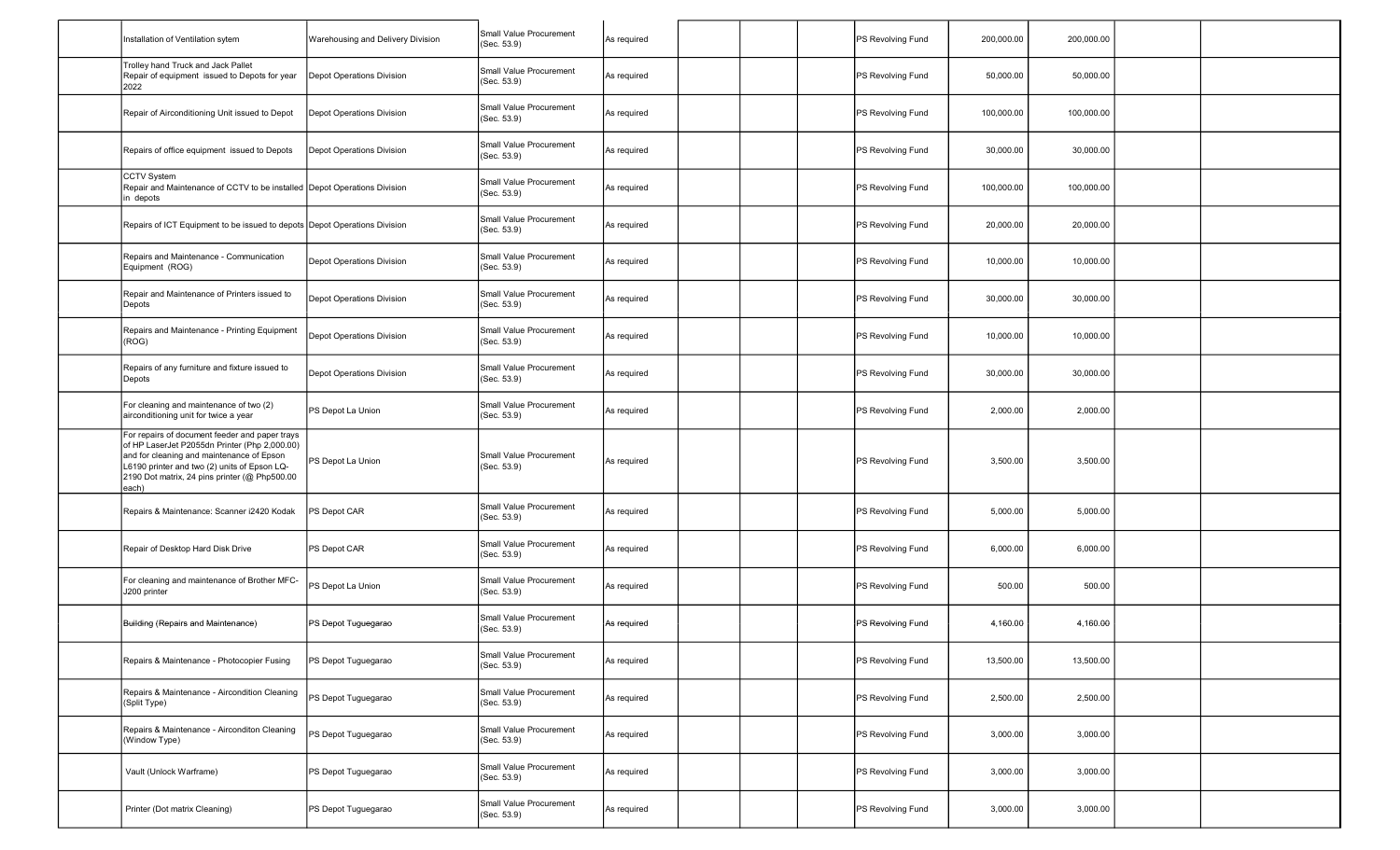| | | | | | | | | | | | | |
|---|---|---|---|---|---|---|---|---|---|---|---|---|
| | Installation of Ventilation sytem | Warehousing and Delivery Division | Small Value Procurement (Sec. 53.9) | As required | | | | PS Revolving Fund | 200,000.00 | 200,000.00 | | |
| | Trolley hand Truck and Jack Pallet Repair of equipment issued to Depots for year 2022 | Depot Operations Division | Small Value Procurement (Sec. 53.9) | As required | | | | PS Revolving Fund | 50,000.00 | 50,000.00 | | |
| | Repair of Airconditioning Unit issued to Depot | Depot Operations Division | Small Value Procurement (Sec. 53.9) | As required | | | | PS Revolving Fund | 100,000.00 | 100,000.00 | | |
| | Repairs of office equipment issued to Depots | Depot Operations Division | Small Value Procurement (Sec. 53.9) | As required | | | | PS Revolving Fund | 30,000.00 | 30,000.00 | | |
| | CCTV System Repair and Maintenance of CCTV to be installed in depots | Depot Operations Division | Small Value Procurement (Sec. 53.9) | As required | | | | PS Revolving Fund | 100,000.00 | 100,000.00 | | |
| | Repairs of ICT Equipment to be issued to depots | Depot Operations Division | Small Value Procurement (Sec. 53.9) | As required | | | | PS Revolving Fund | 20,000.00 | 20,000.00 | | |
| | Repairs and Maintenance - Communication Equipment (ROG) | Depot Operations Division | Small Value Procurement (Sec. 53.9) | As required | | | | PS Revolving Fund | 10,000.00 | 10,000.00 | | |
| | Repair and Maintenance of Printers issued to Depots | Depot Operations Division | Small Value Procurement (Sec. 53.9) | As required | | | | PS Revolving Fund | 30,000.00 | 30,000.00 | | |
| | Repairs and Maintenance - Printing Equipment (ROG) | Depot Operations Division | Small Value Procurement (Sec. 53.9) | As required | | | | PS Revolving Fund | 10,000.00 | 10,000.00 | | |
| | Repairs of any furniture and fixture issued to Depots | Depot Operations Division | Small Value Procurement (Sec. 53.9) | As required | | | | PS Revolving Fund | 30,000.00 | 30,000.00 | | |
| | For cleaning and maintenance of two (2) airconditioning unit for twice a year | PS Depot La Union | Small Value Procurement (Sec. 53.9) | As required | | | | PS Revolving Fund | 2,000.00 | 2,000.00 | | |
| | For repairs of document feeder and paper trays of HP LaserJet P2055dn Printer (Php 2,000.00) and for cleaning and maintenance of Epson L6190 printer and two (2) units of Epson LQ-2190 Dot matrix, 24 pins printer (@ Php500.00 each) | PS Depot La Union | Small Value Procurement (Sec. 53.9) | As required | | | | PS Revolving Fund | 3,500.00 | 3,500.00 | | |
| | Repairs & Maintenance: Scanner i2420 Kodak | PS Depot CAR | Small Value Procurement (Sec. 53.9) | As required | | | | PS Revolving Fund | 5,000.00 | 5,000.00 | | |
| | Repair of Desktop Hard Disk Drive | PS Depot CAR | Small Value Procurement (Sec. 53.9) | As required | | | | PS Revolving Fund | 6,000.00 | 6,000.00 | | |
| | For cleaning and maintenance of Brother MFC-J200 printer | PS Depot La Union | Small Value Procurement (Sec. 53.9) | As required | | | | PS Revolving Fund | 500.00 | 500.00 | | |
| | Building (Repairs and Maintenance) | PS Depot Tuguegarao | Small Value Procurement (Sec. 53.9) | As required | | | | PS Revolving Fund | 4,160.00 | 4,160.00 | | |
| | Repairs & Maintenance - Photocopier Fusing | PS Depot Tuguegarao | Small Value Procurement (Sec. 53.9) | As required | | | | PS Revolving Fund | 13,500.00 | 13,500.00 | | |
| | Repairs & Maintenance - Aircondition Cleaning (Split Type) | PS Depot Tuguegarao | Small Value Procurement (Sec. 53.9) | As required | | | | PS Revolving Fund | 2,500.00 | 2,500.00 | | |
| | Repairs & Maintenance - Airconditon Cleaning (Window Type) | PS Depot Tuguegarao | Small Value Procurement (Sec. 53.9) | As required | | | | PS Revolving Fund | 3,000.00 | 3,000.00 | | |
| | Vault (Unlock Warframe) | PS Depot Tuguegarao | Small Value Procurement (Sec. 53.9) | As required | | | | PS Revolving Fund | 3,000.00 | 3,000.00 | | |
| | Printer (Dot matrix Cleaning) | PS Depot Tuguegarao | Small Value Procurement (Sec. 53.9) | As required | | | | PS Revolving Fund | 3,000.00 | 3,000.00 | | |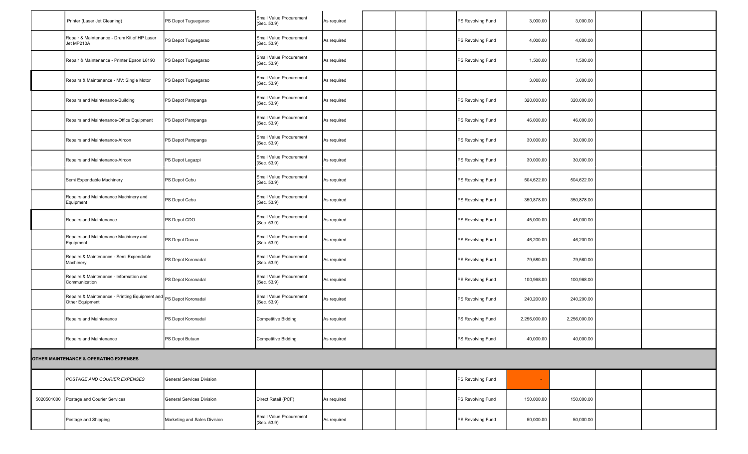| | | | | | | | | | | | |
|---|---|---|---|---|---|---|---|---|---|---|---|
| | Printer (Laser Jet Cleaning) | PS Depot Tuguegarao | Small Value Procurement (Sec. 53.9) | As required | | | | PS Revolving Fund | 3,000.00 | 3,000.00 | | |
| | Repair & Maintenance - Drum Kit of HP Laser Jet MP210A | PS Depot Tuguegarao | Small Value Procurement (Sec. 53.9) | As required | | | | PS Revolving Fund | 4,000.00 | 4,000.00 | | |
| | Repair & Maintenance - Printer Epson L6190 | PS Depot Tuguegarao | Small Value Procurement (Sec. 53.9) | As required | | | | PS Revolving Fund | 1,500.00 | 1,500.00 | | |
| | Repairs & Maintenance - MV: Single Motor | PS Depot Tuguegarao | Small Value Procurement (Sec. 53.9) | As required | | | | | 3,000.00 | 3,000.00 | | |
| | Repairs and Maintenance-Building | PS Depot Pampanga | Small Value Procurement (Sec. 53.9) | As required | | | | PS Revolving Fund | 320,000.00 | 320,000.00 | | |
| | Repairs and Maintenance-Office Equipment | PS Depot Pampanga | Small Value Procurement (Sec. 53.9) | As required | | | | PS Revolving Fund | 46,000.00 | 46,000.00 | | |
| | Repairs and Maintenance-Aircon | PS Depot Pampanga | Small Value Procurement (Sec. 53.9) | As required | | | | PS Revolving Fund | 30,000.00 | 30,000.00 | | |
| | Repairs and Maintenance-Aircon | PS Depot Legazpi | Small Value Procurement (Sec. 53.9) | As required | | | | PS Revolving Fund | 30,000.00 | 30,000.00 | | |
| | Semi Expendable Machinery | PS Depot Cebu | Small Value Procurement (Sec. 53.9) | As required | | | | PS Revolving Fund | 504,622.00 | 504,622.00 | | |
| | Repairs and Maintenance Machinery and Equipment | PS Depot Cebu | Small Value Procurement (Sec. 53.9) | As required | | | | PS Revolving Fund | 350,878.00 | 350,878.00 | | |
| | Repairs and Maintenance | PS Depot CDO | Small Value Procurement (Sec. 53.9) | As required | | | | PS Revolving Fund | 45,000.00 | 45,000.00 | | |
| | Repairs and Maintenance Machinery and Equipment | PS Depot Davao | Small Value Procurement (Sec. 53.9) | As required | | | | PS Revolving Fund | 46,200.00 | 46,200.00 | | |
| | Repairs & Maintenance - Semi Expendable Machinery | PS Depot Koronadal | Small Value Procurement (Sec. 53.9) | As required | | | | PS Revolving Fund | 79,580.00 | 79,580.00 | | |
| | Repairs & Maintenance - Information and Communication | PS Depot Koronadal | Small Value Procurement (Sec. 53.9) | As required | | | | PS Revolving Fund | 100,968.00 | 100,968.00 | | |
| | Repairs & Maintenance - Printing Equipment and Other Equipment | PS Depot Koronadal | Small Value Procurement (Sec. 53.9) | As required | | | | PS Revolving Fund | 240,200.00 | 240,200.00 | | |
| | Repairs and Maintenance | PS Depot Koronadal | Competitive Bidding | As required | | | | PS Revolving Fund | 2,256,000.00 | 2,256,000.00 | | |
| | Repairs and Maintenance | PS Depot Butuan | Competitive Bidding | As required | | | | PS Revolving Fund | 40,000.00 | 40,000.00 | | |
| **OTHER MAINTENANCE & OPERATING EXPENSES** | | | | | | | | | | | | |
| | *POSTAGE AND COURIER EXPENSES* | General Services Division | | | | | | PS Revolving Fund | - | | | |
| 5020501000 | Postage and Courier Services | General Services Division | Direct Retail (PCF) | As required | | | | PS Revolving Fund | 150,000.00 | 150,000.00 | | |
| | Postage and Shipping | Marketing and Sales Division | Small Value Procurement (Sec. 53.9) | As required | | | | PS Revolving Fund | 50,000.00 | 50,000.00 | | |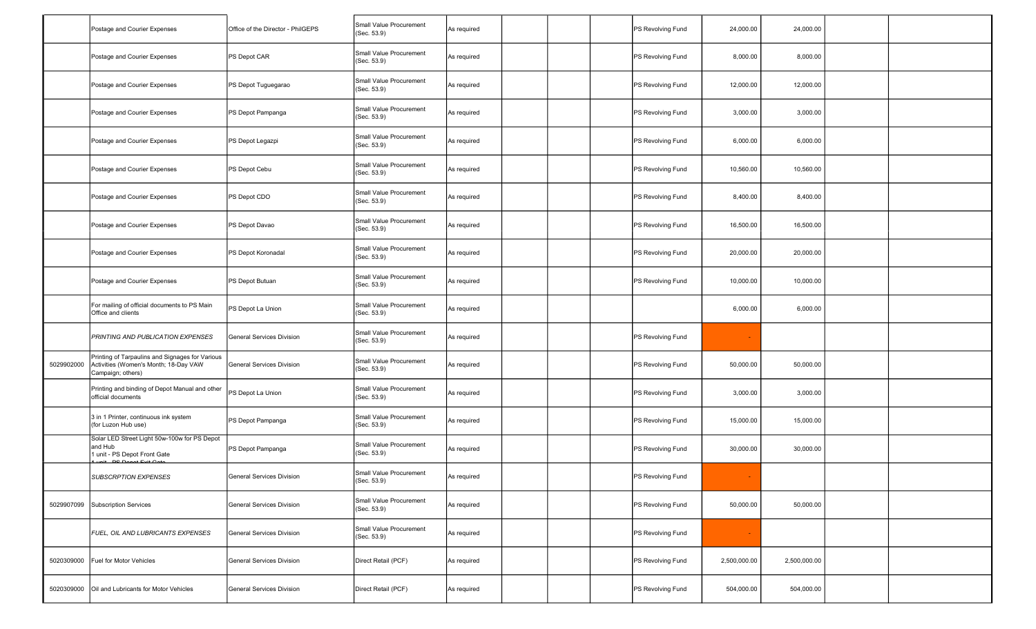| | | | | | | | | | | | | |
|---|---|---|---|---|---|---|---|---|---|---|---|---|
| | Postage and Courier Expenses | Office of the Director - PhilGEPS | Small Value Procurement (Sec. 53.9) | As required | | | | PS Revolving Fund | 24,000.00 | 24,000.00 | | |
| | Postage and Courier Expenses | PS Depot CAR | Small Value Procurement (Sec. 53.9) | As required | | | | PS Revolving Fund | 8,000.00 | 8,000.00 | | |
| | Postage and Courier Expenses | PS Depot Tuguegarao | Small Value Procurement (Sec. 53.9) | As required | | | | PS Revolving Fund | 12,000.00 | 12,000.00 | | |
| | Postage and Courier Expenses | PS Depot Pampanga | Small Value Procurement (Sec. 53.9) | As required | | | | PS Revolving Fund | 3,000.00 | 3,000.00 | | |
| | Postage and Courier Expenses | PS Depot Legazpi | Small Value Procurement (Sec. 53.9) | As required | | | | PS Revolving Fund | 6,000.00 | 6,000.00 | | |
| | Postage and Courier Expenses | PS Depot Cebu | Small Value Procurement (Sec. 53.9) | As required | | | | PS Revolving Fund | 10,560.00 | 10,560.00 | | |
| | Postage and Courier Expenses | PS Depot CDO | Small Value Procurement (Sec. 53.9) | As required | | | | PS Revolving Fund | 8,400.00 | 8,400.00 | | |
| | Postage and Courier Expenses | PS Depot Davao | Small Value Procurement (Sec. 53.9) | As required | | | | PS Revolving Fund | 16,500.00 | 16,500.00 | | |
| | Postage and Courier Expenses | PS Depot Koronadal | Small Value Procurement (Sec. 53.9) | As required | | | | PS Revolving Fund | 20,000.00 | 20,000.00 | | |
| | Postage and Courier Expenses | PS Depot Butuan | Small Value Procurement (Sec. 53.9) | As required | | | | PS Revolving Fund | 10,000.00 | 10,000.00 | | |
| | For mailing of official documents to PS Main Office and clients | PS Depot La Union | Small Value Procurement (Sec. 53.9) | As required | | | | | 6,000.00 | 6,000.00 | | |
| | *PRINTING AND PUBLICATION EXPENSES* | General Services Division | Small Value Procurement (Sec. 53.9) | As required | | | | PS Revolving Fund | - | | | |
| 5029902000 | Printing of Tarpaulins and Signages for Various Activities (Women's Month; 18-Day VAW Campaign; others) | General Services Division | Small Value Procurement (Sec. 53.9) | As required | | | | PS Revolving Fund | 50,000.00 | 50,000.00 | | |
| | Printing and binding of Depot Manual and other official documents | PS Depot La Union | Small Value Procurement (Sec. 53.9) | As required | | | | PS Revolving Fund | 3,000.00 | 3,000.00 | | |
| | 3 in 1 Printer, continuous ink system (for Luzon Hub use) | PS Depot Pampanga | Small Value Procurement (Sec. 53.9) | As required | | | | PS Revolving Fund | 15,000.00 | 15,000.00 | | |
| | Solar LED Street Light 50w-100w for PS Depot and Hub 1 unit - PS Depot Front Gate 1 unit - PS Depot Exit Gate | PS Depot Pampanga | Small Value Procurement (Sec. 53.9) | As required | | | | PS Revolving Fund | 30,000.00 | 30,000.00 | | |
| | *SUBSCRPTION EXPENSES* | General Services Division | Small Value Procurement (Sec. 53.9) | As required | | | | PS Revolving Fund | - | | | |
| 5029907099 | Subscription Services | General Services Division | Small Value Procurement (Sec. 53.9) | As required | | | | PS Revolving Fund | 50,000.00 | 50,000.00 | | |
| | *FUEL, OIL AND LUBRICANTS EXPENSES* | General Services Division | Small Value Procurement (Sec. 53.9) | As required | | | | PS Revolving Fund | - | | | |
| 5020309000 | Fuel for Motor Vehicles | General Services Division | Direct Retail (PCF) | As required | | | | PS Revolving Fund | 2,500,000.00 | 2,500,000.00 | | |
| 5020309000 | Oil and Lubricants for Motor Vehicles | General Services Division | Direct Retail (PCF) | As required | | | | PS Revolving Fund | 504,000.00 | 504,000.00 | | |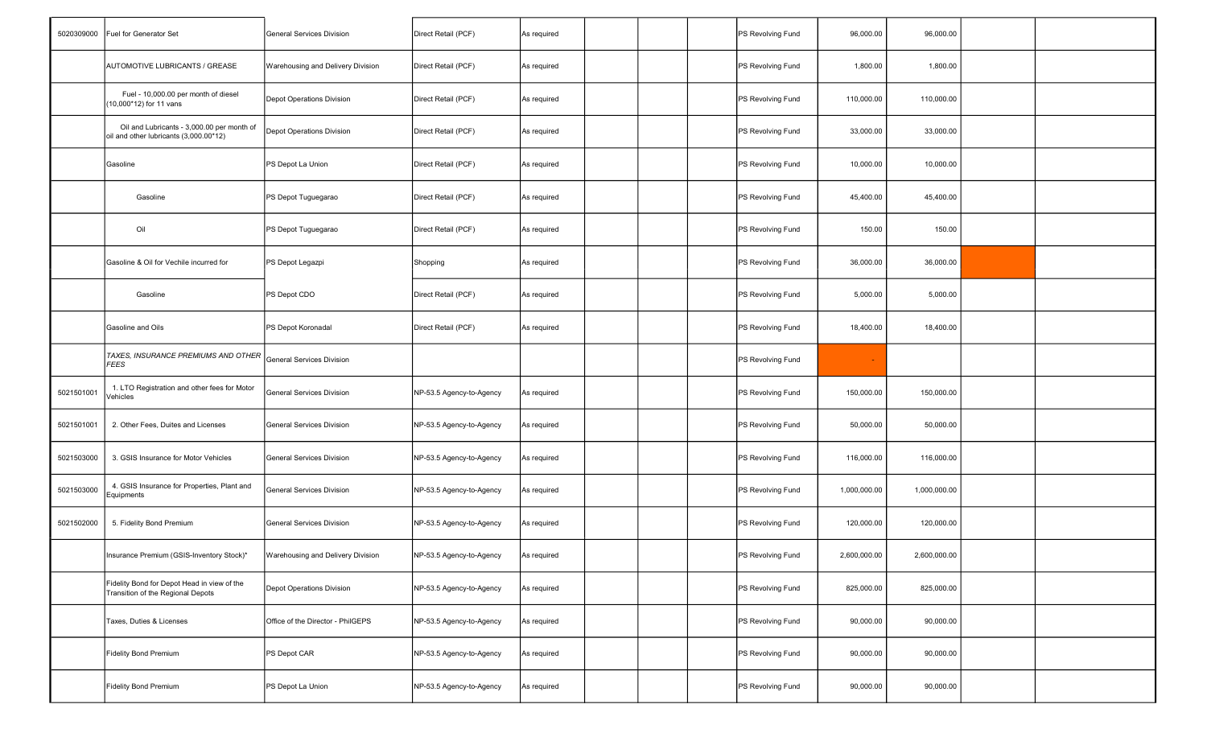| | | | | | | | | | | | | |
|---|---|---|---|---|---|---|---|---|---|---|---|---|
| 5020309000 | Fuel for Generator Set | General Services Division | Direct Retail (PCF) | As required | | | | PS Revolving Fund | 96,000.00 | 96,000.00 | | |
| | AUTOMOTIVE LUBRICANTS / GREASE | Warehousing and Delivery Division | Direct Retail (PCF) | As required | | | | PS Revolving Fund | 1,800.00 | 1,800.00 | | |
| | Fuel - 10,000.00 per month of diesel (10,000*12) for 11 vans | Depot Operations Division | Direct Retail (PCF) | As required | | | | PS Revolving Fund | 110,000.00 | 110,000.00 | | |
| | Oil and Lubricants - 3,000.00 per month of oil and other lubricants (3,000.00*12) | Depot Operations Division | Direct Retail (PCF) | As required | | | | PS Revolving Fund | 33,000.00 | 33,000.00 | | |
| | Gasoline | PS Depot La Union | Direct Retail (PCF) | As required | | | | PS Revolving Fund | 10,000.00 | 10,000.00 | | |
| | Gasoline | PS Depot Tuguegarao | Direct Retail (PCF) | As required | | | | PS Revolving Fund | 45,400.00 | 45,400.00 | | |
| | Oil | PS Depot Tuguegarao | Direct Retail (PCF) | As required | | | | PS Revolving Fund | 150.00 | 150.00 | | |
| | Gasoline & Oil for Vechile incurred for | PS Depot Legazpi | Shopping | As required | | | | PS Revolving Fund | 36,000.00 | 36,000.00 | | |
| | Gasoline | PS Depot CDO | Direct Retail (PCF) | As required | | | | PS Revolving Fund | 5,000.00 | 5,000.00 | | |
| | Gasoline and Oils | PS Depot Koronadal | Direct Retail (PCF) | As required | | | | PS Revolving Fund | 18,400.00 | 18,400.00 | | |
| | *TAXES, INSURANCE PREMIUMS AND OTHER FEES* | General Services Division | | | | | | PS Revolving Fund | - | | | |
| 5021501001 | 1. LTO Registration and other fees for Motor Vehicles | General Services Division | NP-53.5 Agency-to-Agency | As required | | | | PS Revolving Fund | 150,000.00 | 150,000.00 | | |
| 5021501001 | 2. Other Fees, Duites and Licenses | General Services Division | NP-53.5 Agency-to-Agency | As required | | | | PS Revolving Fund | 50,000.00 | 50,000.00 | | |
| 5021503000 | 3. GSIS Insurance for Motor Vehicles | General Services Division | NP-53.5 Agency-to-Agency | As required | | | | PS Revolving Fund | 116,000.00 | 116,000.00 | | |
| 5021503000 | 4. GSIS Insurance for Properties, Plant and Equipments | General Services Division | NP-53.5 Agency-to-Agency | As required | | | | PS Revolving Fund | 1,000,000.00 | 1,000,000.00 | | |
| 5021502000 | 5. Fidelity Bond Premium | General Services Division | NP-53.5 Agency-to-Agency | As required | | | | PS Revolving Fund | 120,000.00 | 120,000.00 | | |
| | Insurance Premium (GSIS-Inventory Stock)* | Warehousing and Delivery Division | NP-53.5 Agency-to-Agency | As required | | | | PS Revolving Fund | 2,600,000.00 | 2,600,000.00 | | |
| | Fidelity Bond for Depot Head in view of the Transition of the Regional Depots | Depot Operations Division | NP-53.5 Agency-to-Agency | As required | | | | PS Revolving Fund | 825,000.00 | 825,000.00 | | |
| | Taxes, Duties & Licenses | Office of the Director - PhilGEPS | NP-53.5 Agency-to-Agency | As required | | | | PS Revolving Fund | 90,000.00 | 90,000.00 | | |
| | Fidelity Bond Premium | PS Depot CAR | NP-53.5 Agency-to-Agency | As required | | | | PS Revolving Fund | 90,000.00 | 90,000.00 | | |
| | Fidelity Bond Premium | PS Depot La Union | NP-53.5 Agency-to-Agency | As required | | | | PS Revolving Fund | 90,000.00 | 90,000.00 | | |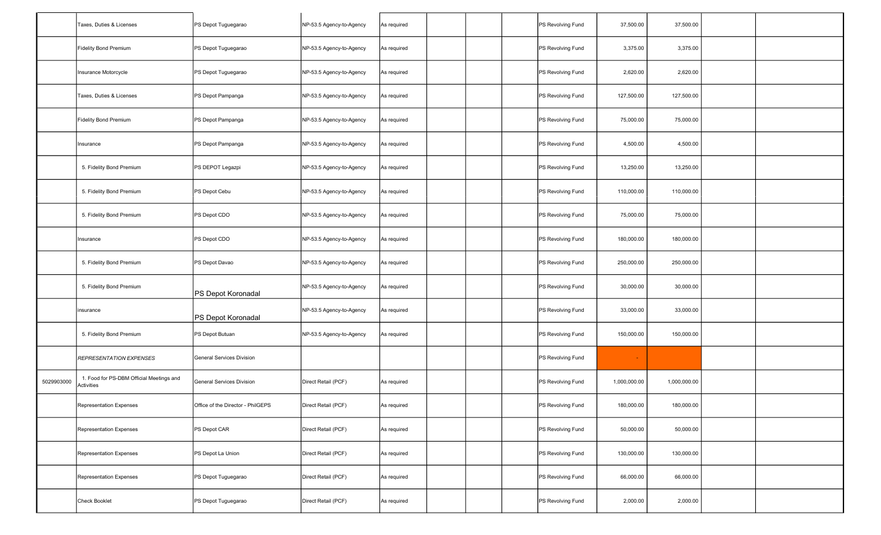| | | | | | | | | | | | | |
|---|---|---|---|---|---|---|---|---|---|---|---|---|
| | Taxes, Duties & Licenses | PS Depot Tuguegarao | NP-53.5 Agency-to-Agency | As required | | | | PS Revolving Fund | 37,500.00 | 37,500.00 | | |
| | Fidelity Bond Premium | PS Depot Tuguegarao | NP-53.5 Agency-to-Agency | As required | | | | PS Revolving Fund | 3,375.00 | 3,375.00 | | |
| | Insurance Motorcycle | PS Depot Tuguegarao | NP-53.5 Agency-to-Agency | As required | | | | PS Revolving Fund | 2,620.00 | 2,620.00 | | |
| | Taxes, Duties & Licenses | PS Depot Pampanga | NP-53.5 Agency-to-Agency | As required | | | | PS Revolving Fund | 127,500.00 | 127,500.00 | | |
| | Fidelity Bond Premium | PS Depot Pampanga | NP-53.5 Agency-to-Agency | As required | | | | PS Revolving Fund | 75,000.00 | 75,000.00 | | |
| | Insurance | PS Depot Pampanga | NP-53.5 Agency-to-Agency | As required | | | | PS Revolving Fund | 4,500.00 | 4,500.00 | | |
| | 5. Fidelity Bond Premium | PS DEPOT Legazpi | NP-53.5 Agency-to-Agency | As required | | | | PS Revolving Fund | 13,250.00 | 13,250.00 | | |
| | 5. Fidelity Bond Premium | PS Depot Cebu | NP-53.5 Agency-to-Agency | As required | | | | PS Revolving Fund | 110,000.00 | 110,000.00 | | |
| | 5. Fidelity Bond Premium | PS Depot CDO | NP-53.5 Agency-to-Agency | As required | | | | PS Revolving Fund | 75,000.00 | 75,000.00 | | |
| | Insurance | PS Depot CDO | NP-53.5 Agency-to-Agency | As required | | | | PS Revolving Fund | 180,000.00 | 180,000.00 | | |
| | 5. Fidelity Bond Premium | PS Depot Davao | NP-53.5 Agency-to-Agency | As required | | | | PS Revolving Fund | 250,000.00 | 250,000.00 | | |
| | 5. Fidelity Bond Premium | PS Depot Koronadal | NP-53.5 Agency-to-Agency | As required | | | | PS Revolving Fund | 30,000.00 | 30,000.00 | | |
| | insurance | PS Depot Koronadal | NP-53.5 Agency-to-Agency | As required | | | | PS Revolving Fund | 33,000.00 | 33,000.00 | | |
| | 5. Fidelity Bond Premium | PS Depot Butuan | NP-53.5 Agency-to-Agency | As required | | | | PS Revolving Fund | 150,000.00 | 150,000.00 | | |
| | *REPRESENTATION EXPENSES* | General Services Division | | | | | | PS Revolving Fund | - | | | |
| 5029903000 | 1. Food for PS-DBM Official Meetings and Activities | General Services Division | Direct Retail (PCF) | As required | | | | PS Revolving Fund | 1,000,000.00 | 1,000,000.00 | | |
| | Representation Expenses | Office of the Director - PhilGEPS | Direct Retail (PCF) | As required | | | | PS Revolving Fund | 180,000.00 | 180,000.00 | | |
| | Representation Expenses | PS Depot CAR | Direct Retail (PCF) | As required | | | | PS Revolving Fund | 50,000.00 | 50,000.00 | | |
| | Representation Expenses | PS Depot La Union | Direct Retail (PCF) | As required | | | | PS Revolving Fund | 130,000.00 | 130,000.00 | | |
| | Representation Expenses | PS Depot Tuguegarao | Direct Retail (PCF) | As required | | | | PS Revolving Fund | 66,000.00 | 66,000.00 | | |
| | Check Booklet | PS Depot Tuguegarao | Direct Retail (PCF) | As required | | | | PS Revolving Fund | 2,000.00 | 2,000.00 | | |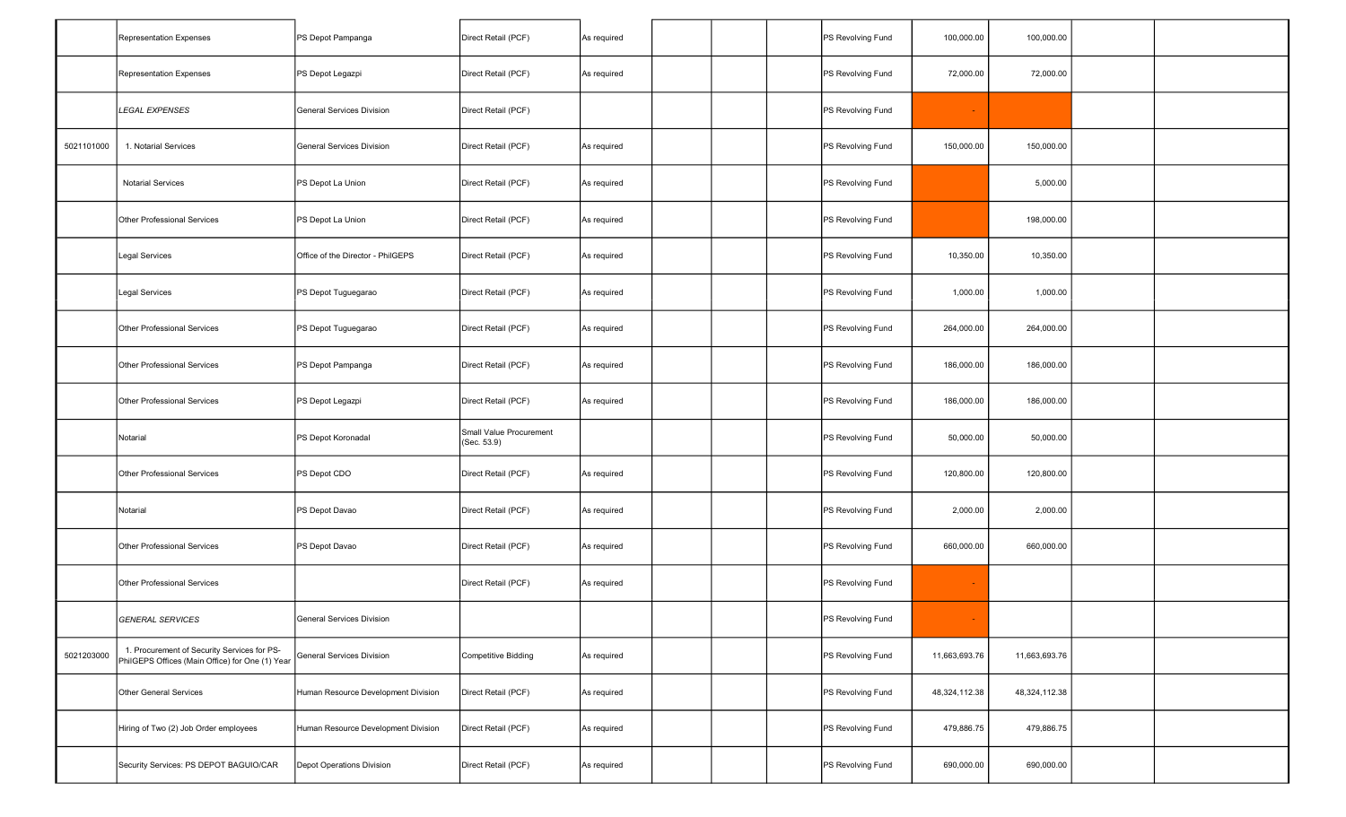| | | | | | | | | | | | | |
|---|---|---|---|---|---|---|---|---|---|---|---|---|
| | Representation Expenses | PS Depot Pampanga | Direct Retail (PCF) | As required | | | | PS Revolving Fund | 100,000.00 | 100,000.00 | | |
| | Representation Expenses | PS Depot Legazpi | Direct Retail (PCF) | As required | | | | PS Revolving Fund | 72,000.00 | 72,000.00 | | |
| | *LEGAL EXPENSES* | General Services Division | Direct Retail (PCF) | | | | | PS Revolving Fund | - | | | |
| 5021101000 | 1. Notarial Services | General Services Division | Direct Retail (PCF) | As required | | | | PS Revolving Fund | 150,000.00 | 150,000.00 | | |
| | Notarial Services | PS Depot La Union | Direct Retail (PCF) | As required | | | | PS Revolving Fund | | 5,000.00 | | |
| | Other Professional Services | PS Depot La Union | Direct Retail (PCF) | As required | | | | PS Revolving Fund | | 198,000.00 | | |
| | Legal Services | Office of the Director - PhilGEPS | Direct Retail (PCF) | As required | | | | PS Revolving Fund | 10,350.00 | 10,350.00 | | |
| | Legal Services | PS Depot Tuguegarao | Direct Retail (PCF) | As required | | | | PS Revolving Fund | 1,000.00 | 1,000.00 | | |
| | Other Professional Services | PS Depot Tuguegarao | Direct Retail (PCF) | As required | | | | PS Revolving Fund | 264,000.00 | 264,000.00 | | |
| | Other Professional Services | PS Depot Pampanga | Direct Retail (PCF) | As required | | | | PS Revolving Fund | 186,000.00 | 186,000.00 | | |
| | Other Professional Services | PS Depot Legazpi | Direct Retail (PCF) | As required | | | | PS Revolving Fund | 186,000.00 | 186,000.00 | | |
| | Notarial | PS Depot Koronadal | Small Value Procurement (Sec. 53.9) | | | | | PS Revolving Fund | 50,000.00 | 50,000.00 | | |
| | Other Professional Services | PS Depot CDO | Direct Retail (PCF) | As required | | | | PS Revolving Fund | 120,800.00 | 120,800.00 | | |
| | Notarial | PS Depot Davao | Direct Retail (PCF) | As required | | | | PS Revolving Fund | 2,000.00 | 2,000.00 | | |
| | Other Professional Services | PS Depot Davao | Direct Retail (PCF) | As required | | | | PS Revolving Fund | 660,000.00 | 660,000.00 | | |
| | Other Professional Services | | Direct Retail (PCF) | As required | | | | PS Revolving Fund | - | | | |
| | *GENERAL SERVICES* | General Services Division | | | | | | PS Revolving Fund | - | | | |
| 5021203000 | 1. Procurement of Security Services for PS-PhilGEPS Offices (Main Office) for One (1) Year | General Services Division | Competitive Bidding | As required | | | | PS Revolving Fund | 11,663,693.76 | 11,663,693.76 | | |
| | Other General Services | Human Resource Development Division | Direct Retail (PCF) | As required | | | | PS Revolving Fund | 48,324,112.38 | 48,324,112.38 | | |
| | Hiring of Two (2) Job Order employees | Human Resource Development Division | Direct Retail (PCF) | As required | | | | PS Revolving Fund | 479,886.75 | 479,886.75 | | |
| | Security Services: PS DEPOT BAGUIO/CAR | Depot Operations Division | Direct Retail (PCF) | As required | | | | PS Revolving Fund | 690,000.00 | 690,000.00 | | |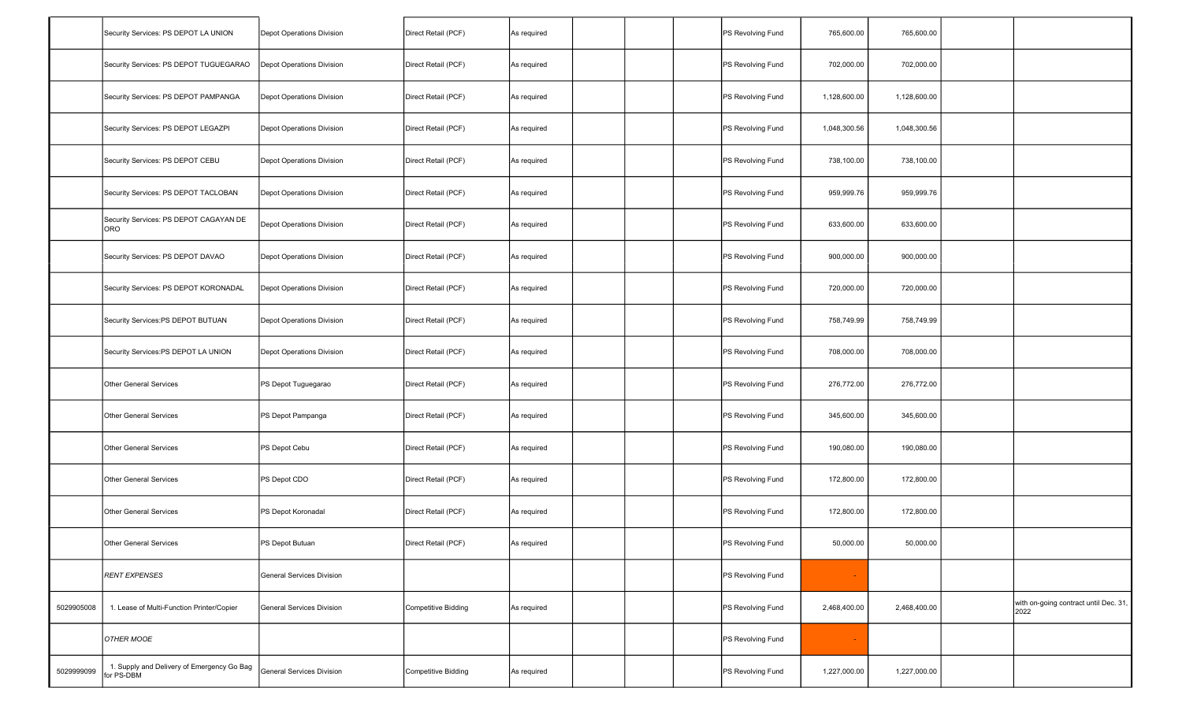| | | | | | | | | | | | | |
|---|---|---|---|---|---|---|---|---|---|---|---|---|
| | Security Services: PS DEPOT LA UNION | Depot Operations Division | Direct Retail (PCF) | As required | | | | PS Revolving Fund | 765,600.00 | 765,600.00 | | |
| | Security Services: PS DEPOT TUGUEGARAO | Depot Operations Division | Direct Retail (PCF) | As required | | | | PS Revolving Fund | 702,000.00 | 702,000.00 | | |
| | Security Services: PS DEPOT PAMPANGA | Depot Operations Division | Direct Retail (PCF) | As required | | | | PS Revolving Fund | 1,128,600.00 | 1,128,600.00 | | |
| | Security Services: PS DEPOT LEGAZPI | Depot Operations Division | Direct Retail (PCF) | As required | | | | PS Revolving Fund | 1,048,300.56 | 1,048,300.56 | | |
| | Security Services: PS DEPOT CEBU | Depot Operations Division | Direct Retail (PCF) | As required | | | | PS Revolving Fund | 738,100.00 | 738,100.00 | | |
| | Security Services: PS DEPOT TACLOBAN | Depot Operations Division | Direct Retail (PCF) | As required | | | | PS Revolving Fund | 959,999.76 | 959,999.76 | | |
| | Security Services: PS DEPOT CAGAYAN DE ORO | Depot Operations Division | Direct Retail (PCF) | As required | | | | PS Revolving Fund | 633,600.00 | 633,600.00 | | |
| | Security Services: PS DEPOT DAVAO | Depot Operations Division | Direct Retail (PCF) | As required | | | | PS Revolving Fund | 900,000.00 | 900,000.00 | | |
| | Security Services: PS DEPOT KORONADAL | Depot Operations Division | Direct Retail (PCF) | As required | | | | PS Revolving Fund | 720,000.00 | 720,000.00 | | |
| | Security Services:PS DEPOT BUTUAN | Depot Operations Division | Direct Retail (PCF) | As required | | | | PS Revolving Fund | 758,749.99 | 758,749.99 | | |
| | Security Services:PS DEPOT LA UNION | Depot Operations Division | Direct Retail (PCF) | As required | | | | PS Revolving Fund | 708,000.00 | 708,000.00 | | |
| | Other General Services | PS Depot Tuguegarao | Direct Retail (PCF) | As required | | | | PS Revolving Fund | 276,772.00 | 276,772.00 | | |
| | Other General Services | PS Depot Pampanga | Direct Retail (PCF) | As required | | | | PS Revolving Fund | 345,600.00 | 345,600.00 | | |
| | Other General Services | PS Depot Cebu | Direct Retail (PCF) | As required | | | | PS Revolving Fund | 190,080.00 | 190,080.00 | | |
| | Other General Services | PS Depot CDO | Direct Retail (PCF) | As required | | | | PS Revolving Fund | 172,800.00 | 172,800.00 | | |
| | Other General Services | PS Depot Koronadal | Direct Retail (PCF) | As required | | | | PS Revolving Fund | 172,800.00 | 172,800.00 | | |
| | Other General Services | PS Depot Butuan | Direct Retail (PCF) | As required | | | | PS Revolving Fund | 50,000.00 | 50,000.00 | | |
| | *RENT EXPENSES* | General Services Division | | | | | | PS Revolving Fund | - | | | |
| 5029905008 | 1. Lease of Multi-Function Printer/Copier | General Services Division | Competitive Bidding | As required | | | | PS Revolving Fund | 2,468,400.00 | 2,468,400.00 | | with on-going contract until Dec. 31, 2022 |
| | *OTHER MOOE* | | | | | | | PS Revolving Fund | - | | | |
| 5029999099 | 1. Supply and Delivery of Emergency Go Bag for PS-DBM | General Services Division | Competitive Bidding | As required | | | | PS Revolving Fund | 1,227,000.00 | 1,227,000.00 | | |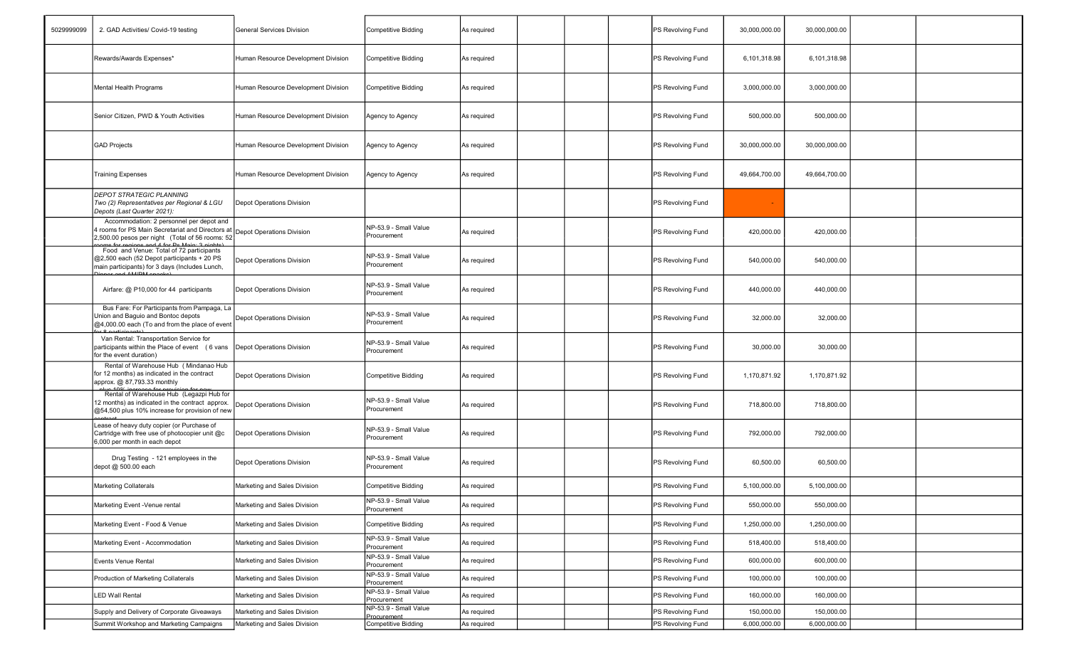| | | | | | | | | | | | | |
|---|---|---|---|---|---|---|---|---|---|---|---|---|
| 5029999099 | 2. GAD Activities/ Covid-19 testing | General Services Division | Competitive Bidding | As required | | | | PS Revolving Fund | 30,000,000.00 | 30,000,000.00 | | |
| | Rewards/Awards Expenses* | Human Resource Development Division | Competitive Bidding | As required | | | | PS Revolving Fund | 6,101,318.98 | 6,101,318.98 | | |
| | Mental Health Programs | Human Resource Development Division | Competitive Bidding | As required | | | | PS Revolving Fund | 3,000,000.00 | 3,000,000.00 | | |
| | Senior Citizen, PWD & Youth Activities | Human Resource Development Division | Agency to Agency | As required | | | | PS Revolving Fund | 500,000.00 | 500,000.00 | | |
| | GAD Projects | Human Resource Development Division | Agency to Agency | As required | | | | PS Revolving Fund | 30,000,000.00 | 30,000,000.00 | | |
| | Training Expenses | Human Resource Development Division | Agency to Agency | As required | | | | PS Revolving Fund | 49,664,700.00 | 49,664,700.00 | | |
| | *DEPOT STRATEGIC PLANNING Two (2) Representatives per Regional & LGU Depots (Last Quarter 2021):* | Depot Operations Division | | | | | | PS Revolving Fund | - | | | |
| | Accommodation: 2 personnel per depot and 4 rooms for PS Main Secretariat and Directors at 2,500.00 pesos per night (Total of 56 rooms: 52 rooms for regions and 4 for Ps Main; 3 nights) | Depot Operations Division | NP-53.9 - Small Value Procurement | As required | | | | PS Revolving Fund | 420,000.00 | 420,000.00 | | |
| | Food and Venue: Total of 72 participants @2,500 each (52 Depot participants + 20 PS main participants) for 3 days (Includes Lunch, Dinner and AM/PM snacks) | Depot Operations Division | NP-53.9 - Small Value Procurement | As required | | | | PS Revolving Fund | 540,000.00 | 540,000.00 | | |
| | Airfare: @ P10,000 for 44 participants | Depot Operations Division | NP-53.9 - Small Value Procurement | As required | | | | PS Revolving Fund | 440,000.00 | 440,000.00 | | |
| | Bus Fare: For Participants from Pampaga, La Union and Baguio and Bontoc depots @4,000.00 each (To and from the place of event for 8 participants) | Depot Operations Division | NP-53.9 - Small Value Procurement | As required | | | | PS Revolving Fund | 32,000.00 | 32,000.00 | | |
| | Van Rental: Transportation Service for participants within the Place of event (6 vans for the event duration) | Depot Operations Division | NP-53.9 - Small Value Procurement | As required | | | | PS Revolving Fund | 30,000.00 | 30,000.00 | | |
| | Rental of Warehouse Hub ( Mindanao Hub for 12 months) as indicated in the contract approx. @ 87,793.33 monthly plus 10% increase for provision for new | Depot Operations Division | Competitive Bidding | As required | | | | PS Revolving Fund | 1,170,871.92 | 1,170,871.92 | | |
| | Rental of Warehouse Hub (Legazpi Hub for 12 months) as indicated in the contract approx. @54,500 plus 10% increase for provision of new contract | Depot Operations Division | NP-53.9 - Small Value Procurement | As required | | | | PS Revolving Fund | 718,800.00 | 718,800.00 | | |
| | Lease of heavy duty copier (or Purchase of Cartridge with free use of photocopier unit @c 6,000 per month in each depot | Depot Operations Division | NP-53.9 - Small Value Procurement | As required | | | | PS Revolving Fund | 792,000.00 | 792,000.00 | | |
| | Drug Testing - 121 employees in the depot @ 500.00 each | Depot Operations Division | NP-53.9 - Small Value Procurement | As required | | | | PS Revolving Fund | 60,500.00 | 60,500.00 | | |
| | Marketing Collaterals | Marketing and Sales Division | Competitive Bidding | As required | | | | PS Revolving Fund | 5,100,000.00 | 5,100,000.00 | | |
| | Marketing Event -Venue rental | Marketing and Sales Division | NP-53.9 - Small Value Procurement | As required | | | | PS Revolving Fund | 550,000.00 | 550,000.00 | | |
| | Marketing Event - Food & Venue | Marketing and Sales Division | Competitive Bidding | As required | | | | PS Revolving Fund | 1,250,000.00 | 1,250,000.00 | | |
| | Marketing Event - Accommodation | Marketing and Sales Division | NP-53.9 - Small Value Procurement | As required | | | | PS Revolving Fund | 518,400.00 | 518,400.00 | | |
| | Events Venue Rental | Marketing and Sales Division | NP-53.9 - Small Value Procurement | As required | | | | PS Revolving Fund | 600,000.00 | 600,000.00 | | |
| | Production of Marketing Collaterals | Marketing and Sales Division | NP-53.9 - Small Value Procurement | As required | | | | PS Revolving Fund | 100,000.00 | 100,000.00 | | |
| | LED Wall Rental | Marketing and Sales Division | NP-53.9 - Small Value Procurement | As required | | | | PS Revolving Fund | 160,000.00 | 160,000.00 | | |
| | Supply and Delivery of Corporate Giveaways | Marketing and Sales Division | NP-53.9 - Small Value Procurement | As required | | | | PS Revolving Fund | 150,000.00 | 150,000.00 | | |
| | Summit Workshop and Marketing Campaigns | Marketing and Sales Division | Competitive Bidding | As required | | | | PS Revolving Fund | 6,000,000.00 | 6,000,000.00 | | |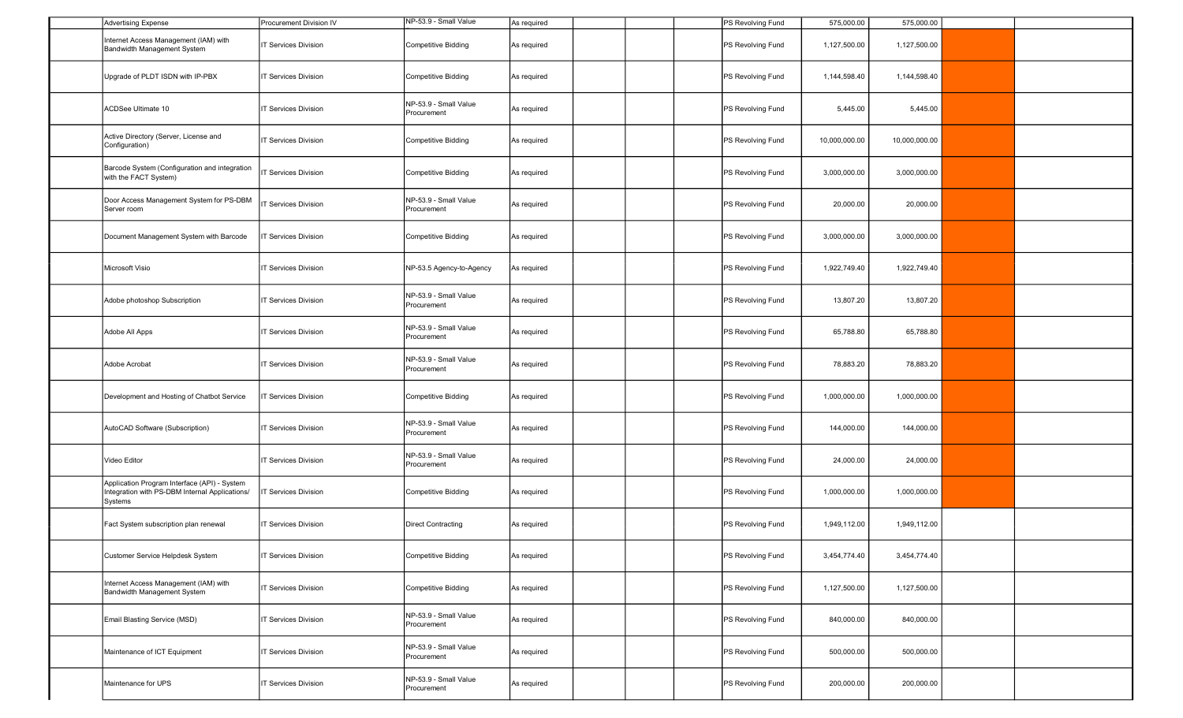| | | | | | | | | | | | |
|---|---|---|---|---|---|---|---|---|---|---|---|
| | Advertising Expense | Procurement Division IV | NP-53.9 - Small Value | As required | | | | PS Revolving Fund | 575,000.00 | 575,000.00 | | |
| | Internet Access Management (IAM) with Bandwidth Management System | IT Services Division | Competitive Bidding | As required | | | | PS Revolving Fund | 1,127,500.00 | 1,127,500.00 | | |
| | Upgrade of PLDT ISDN with IP-PBX | IT Services Division | Competitive Bidding | As required | | | | PS Revolving Fund | 1,144,598.40 | 1,144,598.40 | | |
| | ACDSee Ultimate 10 | IT Services Division | NP-53.9 - Small Value Procurement | As required | | | | PS Revolving Fund | 5,445.00 | 5,445.00 | | |
| | Active Directory (Server, License and Configuration) | IT Services Division | Competitive Bidding | As required | | | | PS Revolving Fund | 10,000,000.00 | 10,000,000.00 | | |
| | Barcode System (Configuration and integration with the FACT System) | IT Services Division | Competitive Bidding | As required | | | | PS Revolving Fund | 3,000,000.00 | 3,000,000.00 | | |
| | Door Access Management System for PS-DBM Server room | IT Services Division | NP-53.9 - Small Value Procurement | As required | | | | PS Revolving Fund | 20,000.00 | 20,000.00 | | |
| | Document Management System with Barcode | IT Services Division | Competitive Bidding | As required | | | | PS Revolving Fund | 3,000,000.00 | 3,000,000.00 | | |
| | Microsoft Visio | IT Services Division | NP-53.5 Agency-to-Agency | As required | | | | PS Revolving Fund | 1,922,749.40 | 1,922,749.40 | | |
| | Adobe photoshop Subscription | IT Services Division | NP-53.9 - Small Value Procurement | As required | | | | PS Revolving Fund | 13,807.20 | 13,807.20 | | |
| | Adobe All Apps | IT Services Division | NP-53.9 - Small Value Procurement | As required | | | | PS Revolving Fund | 65,788.80 | 65,788.80 | | |
| | Adobe Acrobat | IT Services Division | NP-53.9 - Small Value Procurement | As required | | | | PS Revolving Fund | 78,883.20 | 78,883.20 | | |
| | Development and Hosting of Chatbot Service | IT Services Division | Competitive Bidding | As required | | | | PS Revolving Fund | 1,000,000.00 | 1,000,000.00 | | |
| | AutoCAD Software (Subscription) | IT Services Division | NP-53.9 - Small Value Procurement | As required | | | | PS Revolving Fund | 144,000.00 | 144,000.00 | | |
| | Video Editor | IT Services Division | NP-53.9 - Small Value Procurement | As required | | | | PS Revolving Fund | 24,000.00 | 24,000.00 | | |
| | Application Program Interface (API) - System Integration with PS-DBM Internal Applications/ Systems | IT Services Division | Competitive Bidding | As required | | | | PS Revolving Fund | 1,000,000.00 | 1,000,000.00 | | |
| | Fact System subscription plan renewal | IT Services Division | Direct Contracting | As required | | | | PS Revolving Fund | 1,949,112.00 | 1,949,112.00 | | |
| | Customer Service Helpdesk System | IT Services Division | Competitive Bidding | As required | | | | PS Revolving Fund | 3,454,774.40 | 3,454,774.40 | | |
| | Internet Access Management (IAM) with Bandwidth Management System | IT Services Division | Competitive Bidding | As required | | | | PS Revolving Fund | 1,127,500.00 | 1,127,500.00 | | |
| | Email Blasting Service (MSD) | IT Services Division | NP-53.9 - Small Value Procurement | As required | | | | PS Revolving Fund | 840,000.00 | 840,000.00 | | |
| | Maintenance of ICT Equipment | IT Services Division | NP-53.9 - Small Value Procurement | As required | | | | PS Revolving Fund | 500,000.00 | 500,000.00 | | |
| | Maintenance for UPS | IT Services Division | NP-53.9 - Small Value Procurement | As required | | | | PS Revolving Fund | 200,000.00 | 200,000.00 | | |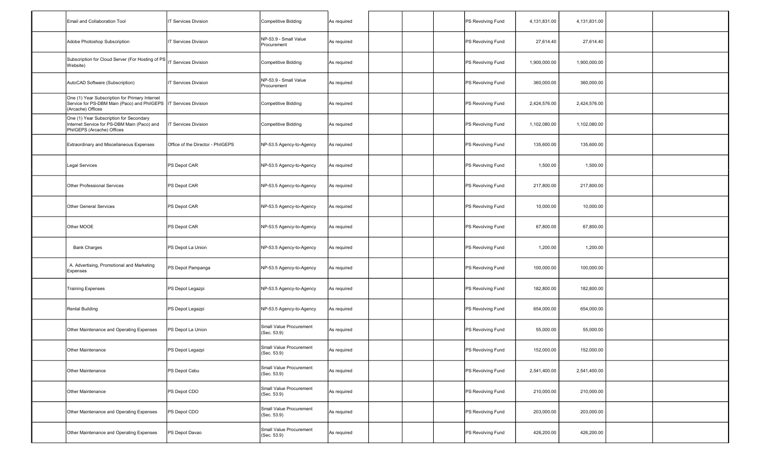| | | | | | | | | | | | | |
|---|---|---|---|---|---|---|---|---|---|---|---|---|
| | Email and Collaboration Tool | IT Services Division | Competitive Bidding | As required | | | | PS Revolving Fund | 4,131,831.00 | 4,131,831.00 | | |
| | Adobe Photoshop Subscription | IT Services Division | NP-53.9 - Small Value Procurement | As required | | | | PS Revolving Fund | 27,614.40 | 27,614.40 | | |
| | Subscription for Cloud Server (For Hosting of PS Website) | IT Services Division | Competitive Bidding | As required | | | | PS Revolving Fund | 1,900,000.00 | 1,900,000.00 | | |
| | AutoCAD Software (Subscription) | IT Services Division | NP-53.9 - Small Value Procurement | As required | | | | PS Revolving Fund | 360,000.00 | 360,000.00 | | |
| | One (1) Year Subscription for Primary Internet Service for PS-DBM Main (Paco) and PhilGEPS (Arcache) Offices | IT Services Division | Competitive Bidding | As required | | | | PS Revolving Fund | 2,424,576.00 | 2,424,576.00 | | |
| | One (1) Year Subscription for Secondary Internet Service for PS-DBM Main (Paco) and PhilGEPS (Arcache) Offices | IT Services Division | Competitive Bidding | As required | | | | PS Revolving Fund | 1,102,080.00 | 1,102,080.00 | | |
| | Extraordinary and Miscellaneous Expenses | Office of the Director - PhilGEPS | NP-53.5 Agency-to-Agency | As required | | | | PS Revolving Fund | 135,600.00 | 135,600.00 | | |
| | Legal Services | PS Depot CAR | NP-53.5 Agency-to-Agency | As required | | | | PS Revolving Fund | 1,500.00 | 1,500.00 | | |
| | Other Professional Services | PS Depot CAR | NP-53.5 Agency-to-Agency | As required | | | | PS Revolving Fund | 217,800.00 | 217,800.00 | | |
| | Other General Services | PS Depot CAR | NP-53.5 Agency-to-Agency | As required | | | | PS Revolving Fund | 10,000.00 | 10,000.00 | | |
| | Other MOOE | PS Depot CAR | NP-53.5 Agency-to-Agency | As required | | | | PS Revolving Fund | 67,800.00 | 67,800.00 | | |
| | Bank Charges | PS Depot La Union | NP-53.5 Agency-to-Agency | As required | | | | PS Revolving Fund | 1,200.00 | 1,200.00 | | |
| | A. Advertising, Promotional and Marketing Expenses | PS Depot Pampanga | NP-53.5 Agency-to-Agency | As required | | | | PS Revolving Fund | 100,000.00 | 100,000.00 | | |
| | Training Expenses | PS Depot Legazpi | NP-53.5 Agency-to-Agency | As required | | | | PS Revolving Fund | 182,800.00 | 182,800.00 | | |
| | Rental Building | PS Depot Legazpi | NP-53.5 Agency-to-Agency | As required | | | | PS Revolving Fund | 654,000.00 | 654,000.00 | | |
| | Other Maintenance and Operating Expenses | PS Depot La Union | Small Value Procurement (Sec. 53.9) | As required | | | | PS Revolving Fund | 55,000.00 | 55,000.00 | | |
| | Other Maintenance | PS Depot Legazpi | Small Value Procurement (Sec. 53.9) | As required | | | | PS Revolving Fund | 152,000.00 | 152,000.00 | | |
| | Other Maintenance | PS Depot Cebu | Small Value Procurement (Sec. 53.9) | As required | | | | PS Revolving Fund | 2,541,400.00 | 2,541,400.00 | | |
| | Other Maintenance | PS Depot CDO | Small Value Procurement (Sec. 53.9) | As required | | | | PS Revolving Fund | 210,000.00 | 210,000.00 | | |
| | Other Maintenance and Operating Expenses | PS Depot CDO | Small Value Procurement (Sec. 53.9) | As required | | | | PS Revolving Fund | 203,000.00 | 203,000.00 | | |
| | Other Maintenance and Operating Expenses | PS Depot Davao | Small Value Procurement (Sec. 53.9) | As required | | | | PS Revolving Fund | 426,200.00 | 426,200.00 | | |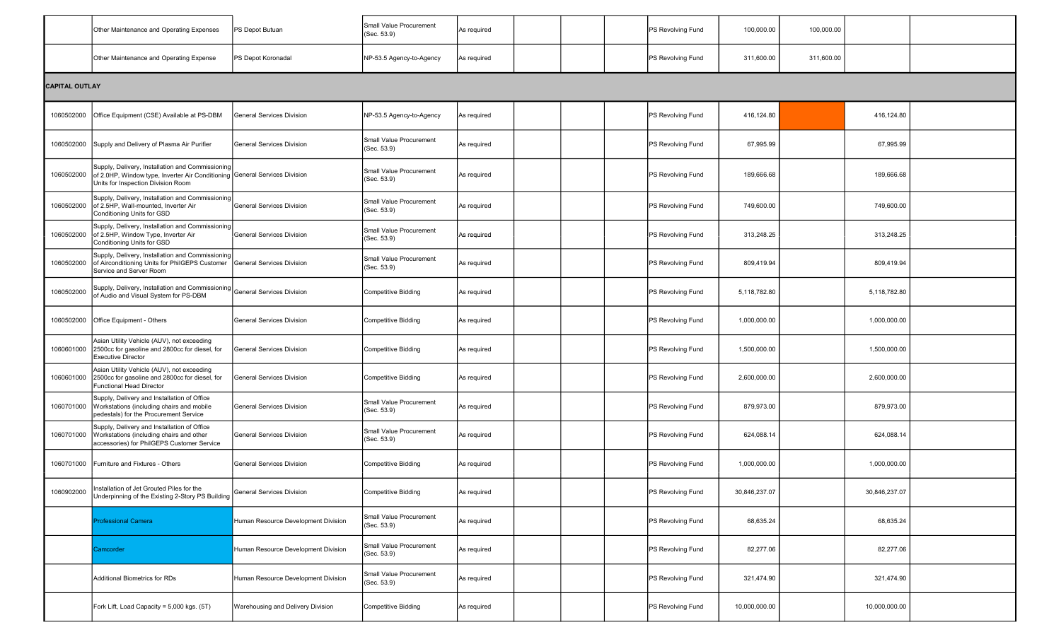| | | | | | | | | | | | | |
|---|---|---|---|---|---|---|---|---|---|---|---|---|
| | Other Maintenance and Operating Expenses | PS Depot Butuan | Small Value Procurement (Sec. 53.9) | As required | | | | PS Revolving Fund | 100,000.00 | 100,000.00 | | |
| | Other Maintenance and Operating Expense | PS Depot Koronadal | NP-53.5 Agency-to-Agency | As required | | | | PS Revolving Fund | 311,600.00 | 311,600.00 | | |
| **CAPITAL OUTLAY** | | | | | | | | | | | | |
| 1060502000 | Office Equipment (CSE) Available at PS-DBM | General Services Division | NP-53.5 Agency-to-Agency | As required | | | | PS Revolving Fund | 416,124.80 | | 416,124.80 | |
| 1060502000 | Supply and Delivery of Plasma Air Purifier | General Services Division | Small Value Procurement (Sec. 53.9) | As required | | | | PS Revolving Fund | 67,995.99 | | 67,995.99 | |
| 1060502000 | Supply, Delivery, Installation and Commissioning of 2.0HP, Window type, Inverter Air Conditioning Units for Inspection Division Room | General Services Division | Small Value Procurement (Sec. 53.9) | As required | | | | PS Revolving Fund | 189,666.68 | | 189,666.68 | |
| 1060502000 | Supply, Delivery, Installation and Commissioning of 2.5HP, Wall-mounted, Inverter Air Conditioning Units for GSD | General Services Division | Small Value Procurement (Sec. 53.9) | As required | | | | PS Revolving Fund | 749,600.00 | | 749,600.00 | |
| 1060502000 | Supply, Delivery, Installation and Commissioning of 2.5HP, Window Type, Inverter Air Conditioning Units for GSD | General Services Division | Small Value Procurement (Sec. 53.9) | As required | | | | PS Revolving Fund | 313,248.25 | | 313,248.25 | |
| 1060502000 | Supply, Delivery, Installation and Commissioning of Airconditioning Units for PhilGEPS Customer Service and Server Room | General Services Division | Small Value Procurement (Sec. 53.9) | As required | | | | PS Revolving Fund | 809,419.94 | | 809,419.94 | |
| 1060502000 | Supply, Delivery, Installation and Commissioning of Audio and Visual System for PS-DBM | General Services Division | Competitive Bidding | As required | | | | PS Revolving Fund | 5,118,782.80 | | 5,118,782.80 | |
| 1060502000 | Office Equipment - Others | General Services Division | Competitive Bidding | As required | | | | PS Revolving Fund | 1,000,000.00 | | 1,000,000.00 | |
| 1060601000 | Asian Utility Vehicle (AUV), not exceeding 2500cc for gasoline and 2800cc for diesel, for Executive Director | General Services Division | Competitive Bidding | As required | | | | PS Revolving Fund | 1,500,000.00 | | 1,500,000.00 | |
| 1060601000 | Asian Utility Vehicle (AUV), not exceeding 2500cc for gasoline and 2800cc for diesel, for Functional Head Director | General Services Division | Competitive Bidding | As required | | | | PS Revolving Fund | 2,600,000.00 | | 2,600,000.00 | |
| 1060701000 | Supply, Delivery and Installation of Office Workstations (including chairs and mobile pedestals) for the Procurement Service | General Services Division | Small Value Procurement (Sec. 53.9) | As required | | | | PS Revolving Fund | 879,973.00 | | 879,973.00 | |
| 1060701000 | Supply, Delivery and Installation of Office Workstations (including chairs and other accessories) for PhilGEPS Customer Service | General Services Division | Small Value Procurement (Sec. 53.9) | As required | | | | PS Revolving Fund | 624,088.14 | | 624,088.14 | |
| 1060701000 | Furniture and Fixtures - Others | General Services Division | Competitive Bidding | As required | | | | PS Revolving Fund | 1,000,000.00 | | 1,000,000.00 | |
| 1060902000 | Installation of Jet Grouted Piles for the Underpinning of the Existing 2-Story PS Building | General Services Division | Competitive Bidding | As required | | | | PS Revolving Fund | 30,846,237.07 | | 30,846,237.07 | |
| | Professional Camera | Human Resource Development Division | Small Value Procurement (Sec. 53.9) | As required | | | | PS Revolving Fund | 68,635.24 | | 68,635.24 | |
| | Camcorder | Human Resource Development Division | Small Value Procurement (Sec. 53.9) | As required | | | | PS Revolving Fund | 82,277.06 | | 82,277.06 | |
| | Additional Biometrics for RDs | Human Resource Development Division | Small Value Procurement (Sec. 53.9) | As required | | | | PS Revolving Fund | 321,474.90 | | 321,474.90 | |
| | Fork Lift, Load Capacity = 5,000 kgs. (5T) | Warehousing and Delivery Division | Competitive Bidding | As required | | | | PS Revolving Fund | 10,000,000.00 | | 10,000,000.00 | |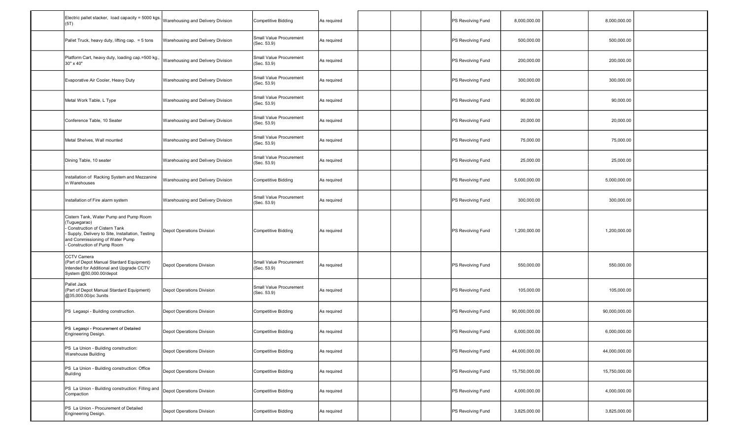| | | | | | | | | | | | | |
|---|---|---|---|---|---|---|---|---|---|---|---|---|
| | Electric pallet stacker, load capacity = 5000 kgs. (5T) | Warehousing and Delivery Division | Competitive Bidding | As required | | | | PS Revolving Fund | 8,000,000.00 | | 8,000,000.00 | |
| | Pallet Truck, heavy duty, lifting cap. = 5 tons | Warehousing and Delivery Division | Small Value Procurement (Sec. 53.9) | As required | | | | PS Revolving Fund | 500,000.00 | | 500,000.00 | |
| | Platform Cart, heavy duty, loading cap.=500 kg., 30" x 40" | Warehousing and Delivery Division | Small Value Procurement (Sec. 53.9) | As required | | | | PS Revolving Fund | 200,000.00 | | 200,000.00 | |
| | Evaporative Air Cooler, Heavy Duty | Warehousing and Delivery Division | Small Value Procurement (Sec. 53.9) | As required | | | | PS Revolving Fund | 300,000.00 | | 300,000.00 | |
| | Metal Work Table, L Type | Warehousing and Delivery Division | Small Value Procurement (Sec. 53.9) | As required | | | | PS Revolving Fund | 90,000.00 | | 90,000.00 | |
| | Conference Table, 10 Seater | Warehousing and Delivery Division | Small Value Procurement (Sec. 53.9) | As required | | | | PS Revolving Fund | 20,000.00 | | 20,000.00 | |
| | Metal Shelves, Wall mounted | Warehousing and Delivery Division | Small Value Procurement (Sec. 53.9) | As required | | | | PS Revolving Fund | 75,000.00 | | 75,000.00 | |
| | Dining Table, 10 seater | Warehousing and Delivery Division | Small Value Procurement (Sec. 53.9) | As required | | | | PS Revolving Fund | 25,000.00 | | 25,000.00 | |
| | Installation of Racking System and Mezzanine in Warehouses | Warehousing and Delivery Division | Competitive Bidding | As required | | | | PS Revolving Fund | 5,000,000.00 | | 5,000,000.00 | |
| | Installation of Fire alarm system | Warehousing and Delivery Division | Small Value Procurement (Sec. 53.9) | As required | | | | PS Revolving Fund | 300,000.00 | | 300,000.00 | |
| | Cistern Tank, Water Pump and Pump Room (Tuguegarao)<br>- Construction of Cistern Tank<br>- Supply, Delivery to Site, Installation, Testing and Commissioning of Water Pump<br>- Construction of Pump Room | Depot Operations Division | Competitive Bidding | As required | | | | PS Revolving Fund | 1,200,000.00 | | 1,200,000.00 | |
| | CCTV Camera<br>(Part of Depot Manual Stardard Equipment) Intended for Additional and Upgrade CCTV System @50,000.00/depot | Depot Operations Division | Small Value Procurement (Sec. 53.9) | As required | | | | PS Revolving Fund | 550,000.00 | | 550,000.00 | |
| | Pallet Jack<br>(Part of Depot Manual Stardard Equipment) @35,000.00/pc 3units | Depot Operations Division | Small Value Procurement (Sec. 53.9) | As required | | | | PS Revolving Fund | 105,000.00 | | 105,000.00 | |
| | PS Legaspi - Building construction. | Depot Operations Division | Competitive Bidding | As required | | | | PS Revolving Fund | 90,000,000.00 | | 90,000,000.00 | |
| | PS Legaspi - Procurement of Detailed Engineering Design. | Depot Operations Division | Competitive Bidding | As required | | | | PS Revolving Fund | 6,000,000.00 | | 6,000,000.00 | |
| | PS La Union - Building construction: Warehouse Building | Depot Operations Division | Competitive Bidding | As required | | | | PS Revolving Fund | 44,000,000.00 | | 44,000,000.00 | |
| | PS La Union - Building construction: Office Building | Depot Operations Division | Competitive Bidding | As required | | | | PS Revolving Fund | 15,750,000.00 | | 15,750,000.00 | |
| | PS La Union - Building construction: Filling and Compaction | Depot Operations Division | Competitive Bidding | As required | | | | PS Revolving Fund | 4,000,000.00 | | 4,000,000.00 | |
| | PS La Union - Procurement of Detailed Engineering Design. | Depot Operations Division | Competitive Bidding | As required | | | | PS Revolving Fund | 3,825,000.00 | | 3,825,000.00 | |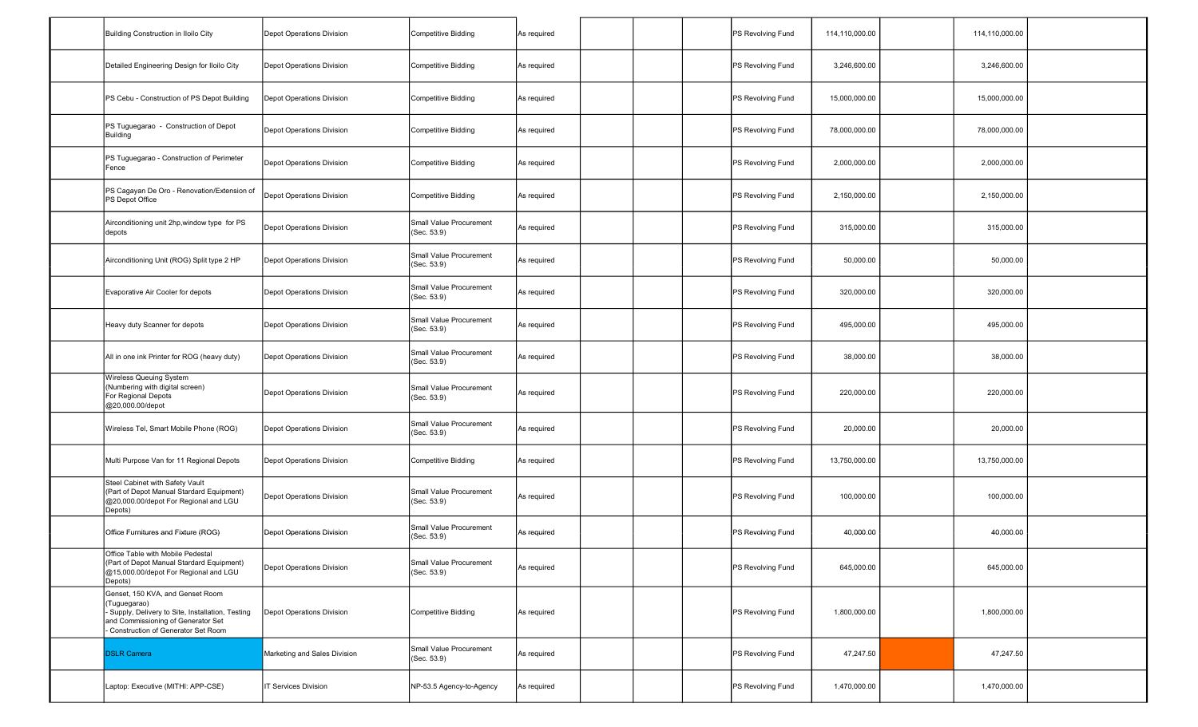| | | | | | | | | | | | | |
|---|---|---|---|---|---|---|---|---|---|---|---|---|
| | Building Construction in Iloilo City | Depot Operations Division | Competitive Bidding | As required | | | | PS Revolving Fund | 114,110,000.00 | | 114,110,000.00 | |
| | Detailed Engineering Design for Iloilo City | Depot Operations Division | Competitive Bidding | As required | | | | PS Revolving Fund | 3,246,600.00 | | 3,246,600.00 | |
| | PS Cebu - Construction of PS Depot Building | Depot Operations Division | Competitive Bidding | As required | | | | PS Revolving Fund | 15,000,000.00 | | 15,000,000.00 | |
| | PS Tuguegarao - Construction of Depot Building | Depot Operations Division | Competitive Bidding | As required | | | | PS Revolving Fund | 78,000,000.00 | | 78,000,000.00 | |
| | PS Tuguegarao - Construction of Perimeter Fence | Depot Operations Division | Competitive Bidding | As required | | | | PS Revolving Fund | 2,000,000.00 | | 2,000,000.00 | |
| | PS Cagayan De Oro - Renovation/Extension of PS Depot Office | Depot Operations Division | Competitive Bidding | As required | | | | PS Revolving Fund | 2,150,000.00 | | 2,150,000.00 | |
| | Airconditioning unit 2hp,window type for PS depots | Depot Operations Division | Small Value Procurement (Sec. 53.9) | As required | | | | PS Revolving Fund | 315,000.00 | | 315,000.00 | |
| | Airconditioning Unit (ROG) Split type 2 HP | Depot Operations Division | Small Value Procurement (Sec. 53.9) | As required | | | | PS Revolving Fund | 50,000.00 | | 50,000.00 | |
| | Evaporative Air Cooler for depots | Depot Operations Division | Small Value Procurement (Sec. 53.9) | As required | | | | PS Revolving Fund | 320,000.00 | | 320,000.00 | |
| | Heavy duty Scanner for depots | Depot Operations Division | Small Value Procurement (Sec. 53.9) | As required | | | | PS Revolving Fund | 495,000.00 | | 495,000.00 | |
| | All in one ink Printer for ROG (heavy duty) | Depot Operations Division | Small Value Procurement (Sec. 53.9) | As required | | | | PS Revolving Fund | 38,000.00 | | 38,000.00 | |
| | Wireless Queuing System (Numbering with digital screen) For Regional Depots @20,000.00/depot | Depot Operations Division | Small Value Procurement (Sec. 53.9) | As required | | | | PS Revolving Fund | 220,000.00 | | 220,000.00 | |
| | Wireless Tel, Smart Mobile Phone (ROG) | Depot Operations Division | Small Value Procurement (Sec. 53.9) | As required | | | | PS Revolving Fund | 20,000.00 | | 20,000.00 | |
| | Multi Purpose Van for 11 Regional Depots | Depot Operations Division | Competitive Bidding | As required | | | | PS Revolving Fund | 13,750,000.00 | | 13,750,000.00 | |
| | Steel Cabinet with Safety Vault (Part of Depot Manual Stardard Equipment) @20,000.00/depot For Regional and LGU Depots) | Depot Operations Division | Small Value Procurement (Sec. 53.9) | As required | | | | PS Revolving Fund | 100,000.00 | | 100,000.00 | |
| | Office Furnitures and Fixture (ROG) | Depot Operations Division | Small Value Procurement (Sec. 53.9) | As required | | | | PS Revolving Fund | 40,000.00 | | 40,000.00 | |
| | Office Table with Mobile Pedestal (Part of Depot Manual Stardard Equipment) @15,000.00/depot For Regional and LGU Depots) | Depot Operations Division | Small Value Procurement (Sec. 53.9) | As required | | | | PS Revolving Fund | 645,000.00 | | 645,000.00 | |
| | Genset, 150 KVA, and Genset Room (Tuguegarao) - Supply, Delivery to Site, Installation, Testing and Commissioning of Generator Set - Construction of Generator Set Room | Depot Operations Division | Competitive Bidding | As required | | | | PS Revolving Fund | 1,800,000.00 | | 1,800,000.00 | |
| | DSLR Camera | Marketing and Sales Division | Small Value Procurement (Sec. 53.9) | As required | | | | PS Revolving Fund | 47,247.50 | | 47,247.50 | |
| | Laptop: Executive (MITHI: APP-CSE) | IT Services Division | NP-53.5 Agency-to-Agency | As required | | | | PS Revolving Fund | 1,470,000.00 | | 1,470,000.00 | |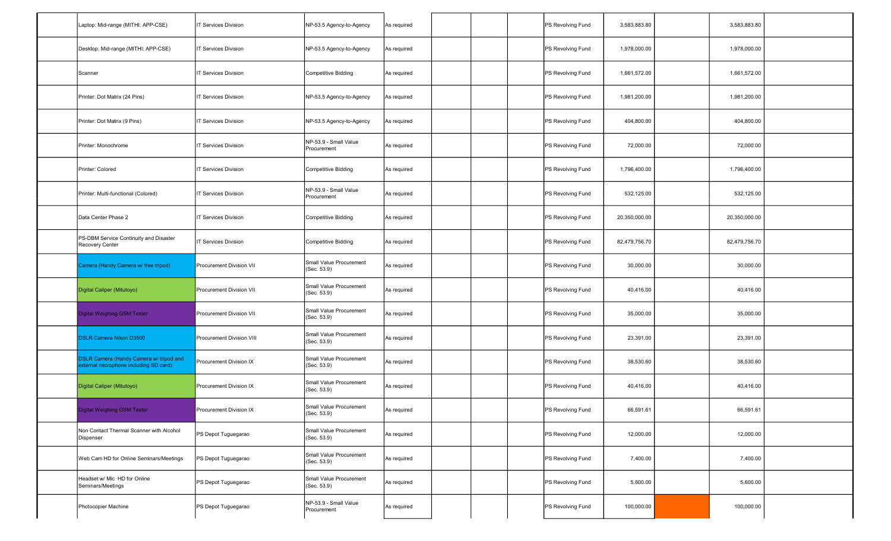| | | | | | | | | | | | | |
|---|---|---|---|---|---|---|---|---|---|---|---|---|
| | Laptop: Mid-range (MITHI: APP-CSE) | IT Services Division | NP-53.5 Agency-to-Agency | As required | | | | PS Revolving Fund | 3,583,883.80 | | 3,583,883.80 | |
| | Desktop: Mid-range (MITHI: APP-CSE) | IT Services Division | NP-53.5 Agency-to-Agency | As required | | | | PS Revolving Fund | 1,978,000.00 | | 1,978,000.00 | |
| | Scanner | IT Services Division | Competitive Bidding | As required | | | | PS Revolving Fund | 1,661,572.00 | | 1,661,572.00 | |
| | Printer: Dot Matrix (24 Pins) | IT Services Division | NP-53.5 Agency-to-Agency | As required | | | | PS Revolving Fund | 1,981,200.00 | | 1,981,200.00 | |
| | Printer: Dot Matrix (9 Pins) | IT Services Division | NP-53.5 Agency-to-Agency | As required | | | | PS Revolving Fund | 404,800.00 | | 404,800.00 | |
| | Printer: Monochrome | IT Services Division | NP-53.9 - Small Value Procurement | As required | | | | PS Revolving Fund | 72,000.00 | | 72,000.00 | |
| | Printer: Colored | IT Services Division | Competitive Bidding | As required | | | | PS Revolving Fund | 1,796,400.00 | | 1,796,400.00 | |
| | Printer: Multi-functional (Colored) | IT Services Division | NP-53.9 - Small Value Procurement | As required | | | | PS Revolving Fund | 532,125.00 | | 532,125.00 | |
| | Data Center Phase 2 | IT Services Division | Competitive Bidding | As required | | | | PS Revolving Fund | 20,350,000.00 | | 20,350,000.00 | |
| | PS-DBM Service Continuity and Disaster Recovery Center | IT Services Division | Competitive Bidding | As required | | | | PS Revolving Fund | 82,479,756.70 | | 82,479,756.70 | |
| | Camera (Handy Camera w/ free tripod) | Procurement Division VII | Small Value Procurement (Sec. 53.9) | As required | | | | PS Revolving Fund | 30,000.00 | | 30,000.00 | |
| | Digital Caliper (Mitutoyo) | Procurement Division VII | Small Value Procurement (Sec. 53.9) | As required | | | | PS Revolving Fund | 40,416.00 | | 40,416.00 | |
| | Digital Weighing GSM Tester | Procurement Division VII | Small Value Procurement (Sec. 53.9) | As required | | | | PS Revolving Fund | 35,000.00 | | 35,000.00 | |
| | DSLR Camera Nikon D3500 | Procurement Division VIII | Small Value Procurement (Sec. 53.9) | As required | | | | PS Revolving Fund | 23,391.00 | | 23,391.00 | |
| | DSLR Camera (Handy Camera w/ tripod and external microphone including SD card) | Procurement Division IX | Small Value Procurement (Sec. 53.9) | As required | | | | PS Revolving Fund | 38,530.60 | | 38,530.60 | |
| | Digital Caliper (Mitutoyo) | Procurement Division IX | Small Value Procurement (Sec. 53.9) | As required | | | | PS Revolving Fund | 40,416.00 | | 40,416.00 | |
| | Digital Weighing GSM Tester | Procurement Division IX | Small Value Procurement (Sec. 53.9) | As required | | | | PS Revolving Fund | 66,591.61 | | 66,591.61 | |
| | Non Contact Thermal Scanner with Alcohol Dispenser | PS Depot Tuguegarao | Small Value Procurement (Sec. 53.9) | As required | | | | PS Revolving Fund | 12,000.00 | | 12,000.00 | |
| | Web Cam HD for Online Seminars/Meetings | PS Depot Tuguegarao | Small Value Procurement (Sec. 53.9) | As required | | | | PS Revolving Fund | 7,400.00 | | 7,400.00 | |
| | Headset w/ Mic HD for Online Seminars/Meetings | PS Depot Tuguegarao | Small Value Procurement (Sec. 53.9) | As required | | | | PS Revolving Fund | 5,600.00 | | 5,600.00 | |
| | Photocopier Machine | PS Depot Tuguegarao | NP-53.9 - Small Value Procurement | As required | | | | PS Revolving Fund | 100,000.00 | | 100,000.00 | |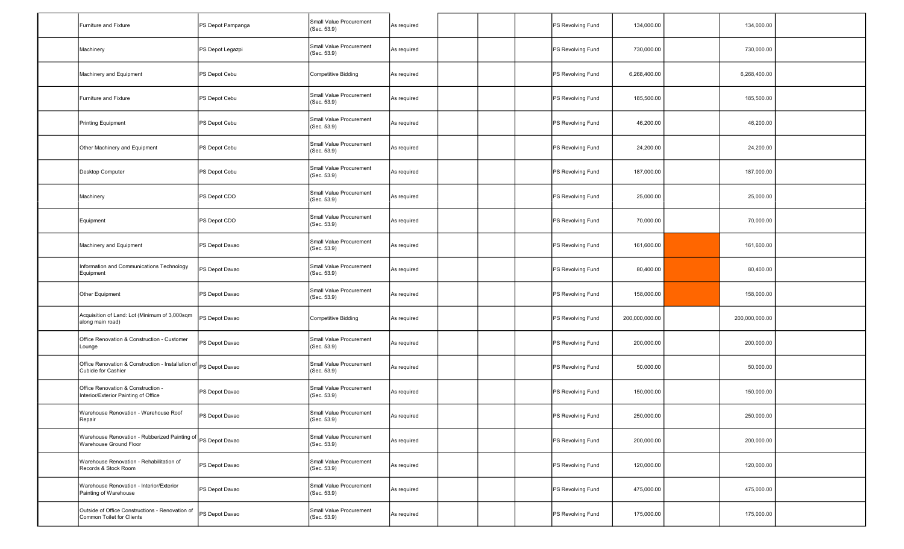| | | | | | | | | | | | | |
|---|---|---|---|---|---|---|---|---|---|---|---|---|
| | Furniture and Fixture | PS Depot Pampanga | Small Value Procurement (Sec. 53.9) | As required | | | | PS Revolving Fund | 134,000.00 | | 134,000.00 | |
| | Machinery | PS Depot Legazpi | Small Value Procurement (Sec. 53.9) | As required | | | | PS Revolving Fund | 730,000.00 | | 730,000.00 | |
| | Machinery and Equipment | PS Depot Cebu | Competitive Bidding | As required | | | | PS Revolving Fund | 6,268,400.00 | | 6,268,400.00 | |
| | Furniture and Fixture | PS Depot Cebu | Small Value Procurement (Sec. 53.9) | As required | | | | PS Revolving Fund | 185,500.00 | | 185,500.00 | |
| | Printing Equipment | PS Depot Cebu | Small Value Procurement (Sec. 53.9) | As required | | | | PS Revolving Fund | 46,200.00 | | 46,200.00 | |
| | Other Machinery and Equipment | PS Depot Cebu | Small Value Procurement (Sec. 53.9) | As required | | | | PS Revolving Fund | 24,200.00 | | 24,200.00 | |
| | Desktop Computer | PS Depot Cebu | Small Value Procurement (Sec. 53.9) | As required | | | | PS Revolving Fund | 187,000.00 | | 187,000.00 | |
| | Machinery | PS Depot CDO | Small Value Procurement (Sec. 53.9) | As required | | | | PS Revolving Fund | 25,000.00 | | 25,000.00 | |
| | Equipment | PS Depot CDO | Small Value Procurement (Sec. 53.9) | As required | | | | PS Revolving Fund | 70,000.00 | | 70,000.00 | |
| | Machinery and Equipment | PS Depot Davao | Small Value Procurement (Sec. 53.9) | As required | | | | PS Revolving Fund | 161,600.00 | | 161,600.00 | |
| | Information and Communications Technology Equipment | PS Depot Davao | Small Value Procurement (Sec. 53.9) | As required | | | | PS Revolving Fund | 80,400.00 | | 80,400.00 | |
| | Other Equipment | PS Depot Davao | Small Value Procurement (Sec. 53.9) | As required | | | | PS Revolving Fund | 158,000.00 | | 158,000.00 | |
| | Acquisition of Land: Lot (Minimum of 3,000sqm along main road) | PS Depot Davao | Competitive Bidding | As required | | | | PS Revolving Fund | 200,000,000.00 | | 200,000,000.00 | |
| | Office Renovation & Construction - Customer Lounge | PS Depot Davao | Small Value Procurement (Sec. 53.9) | As required | | | | PS Revolving Fund | 200,000.00 | | 200,000.00 | |
| | Office Renovation & Construction - Installation of Cubicle for Cashier | PS Depot Davao | Small Value Procurement (Sec. 53.9) | As required | | | | PS Revolving Fund | 50,000.00 | | 50,000.00 | |
| | Office Renovation & Construction - Interior/Exterior Painting of Office | PS Depot Davao | Small Value Procurement (Sec. 53.9) | As required | | | | PS Revolving Fund | 150,000.00 | | 150,000.00 | |
| | Warehouse Renovation - Warehouse Roof Repair | PS Depot Davao | Small Value Procurement (Sec. 53.9) | As required | | | | PS Revolving Fund | 250,000.00 | | 250,000.00 | |
| | Warehouse Renovation - Rubberized Painting of Warehouse Ground Floor | PS Depot Davao | Small Value Procurement (Sec. 53.9) | As required | | | | PS Revolving Fund | 200,000.00 | | 200,000.00 | |
| | Warehouse Renovation - Rehabilitation of Records & Stock Room | PS Depot Davao | Small Value Procurement (Sec. 53.9) | As required | | | | PS Revolving Fund | 120,000.00 | | 120,000.00 | |
| | Warehouse Renovation - Interior/Exterior Painting of Warehouse | PS Depot Davao | Small Value Procurement (Sec. 53.9) | As required | | | | PS Revolving Fund | 475,000.00 | | 475,000.00 | |
| | Outside of Office Constructions - Renovation of Common Toilet for Clients | PS Depot Davao | Small Value Procurement (Sec. 53.9) | As required | | | | PS Revolving Fund | 175,000.00 | | 175,000.00 | |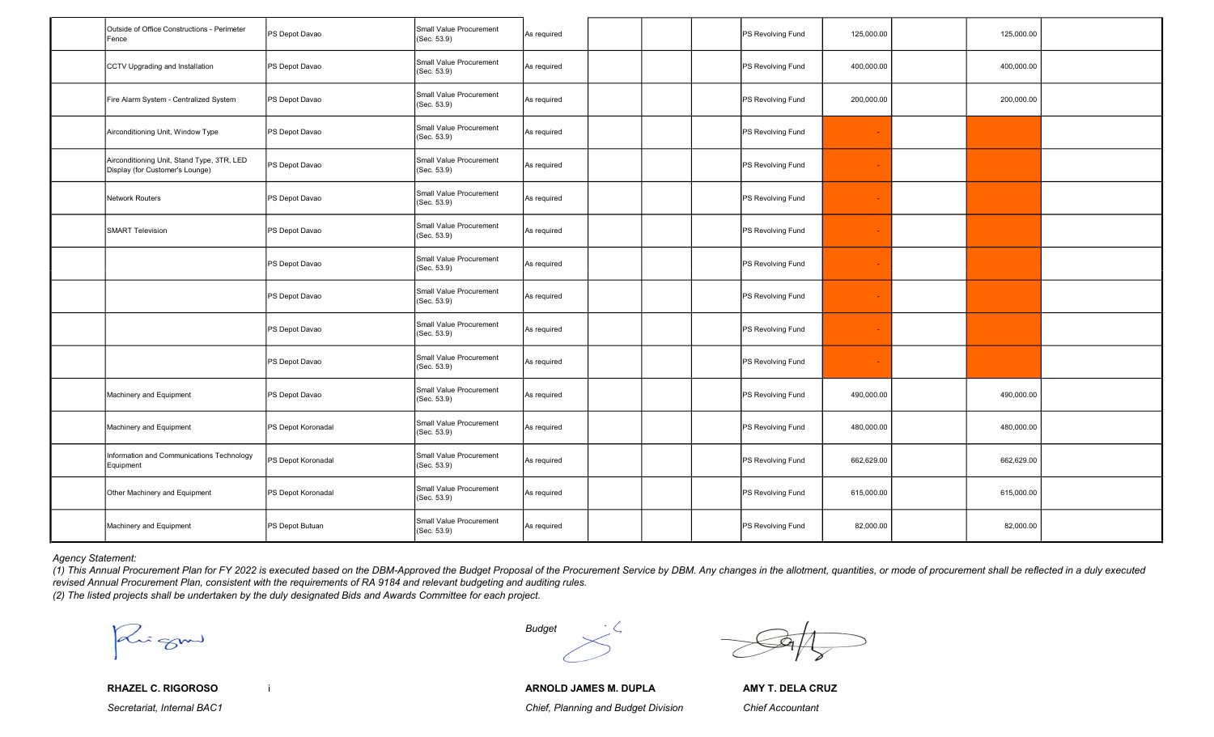| | | | | | | | | | | | | |
|---|---|---|---|---|---|---|---|---|---|---|---|---|
| | Outside of Office Constructions - Perimeter Fence | PS Depot Davao | Small Value Procurement (Sec. 53.9) | As required | | | | PS Revolving Fund | 125,000.00 | | 125,000.00 | |
| | CCTV Upgrading and Installation | PS Depot Davao | Small Value Procurement (Sec. 53.9) | As required | | | | PS Revolving Fund | 400,000.00 | | 400,000.00 | |
| | Fire Alarm System - Centralized System | PS Depot Davao | Small Value Procurement (Sec. 53.9) | As required | | | | PS Revolving Fund | 200,000.00 | | 200,000.00 | |
| | Airconditioning Unit, Window Type | PS Depot Davao | Small Value Procurement (Sec. 53.9) | As required | | | | PS Revolving Fund | - | | | |
| | Airconditioning Unit, Stand Type, 3TR, LED Display (for Customer's Lounge) | PS Depot Davao | Small Value Procurement (Sec. 53.9) | As required | | | | PS Revolving Fund | - | | | |
| | Network Routers | PS Depot Davao | Small Value Procurement (Sec. 53.9) | As required | | | | PS Revolving Fund | - | | | |
| | SMART Television | PS Depot Davao | Small Value Procurement (Sec. 53.9) | As required | | | | PS Revolving Fund | - | | | |
| | | PS Depot Davao | Small Value Procurement (Sec. 53.9) | As required | | | | PS Revolving Fund | - | | | |
| | | PS Depot Davao | Small Value Procurement (Sec. 53.9) | As required | | | | PS Revolving Fund | - | | | |
| | | PS Depot Davao | Small Value Procurement (Sec. 53.9) | As required | | | | PS Revolving Fund | - | | | |
| | | PS Depot Davao | Small Value Procurement (Sec. 53.9) | As required | | | | PS Revolving Fund | - | | | |
| | Machinery and Equipment | PS Depot Davao | Small Value Procurement (Sec. 53.9) | As required | | | | PS Revolving Fund | 490,000.00 | | 490,000.00 | |
| | Machinery and Equipment | PS Depot Koronadal | Small Value Procurement (Sec. 53.9) | As required | | | | PS Revolving Fund | 480,000.00 | | 480,000.00 | |
| | Information and Communications Technology Equipment | PS Depot Koronadal | Small Value Procurement (Sec. 53.9) | As required | | | | PS Revolving Fund | 662,629.00 | | 662,629.00 | |
| | Other Machinery and Equipment | PS Depot Koronadal | Small Value Procurement (Sec. 53.9) | As required | | | | PS Revolving Fund | 615,000.00 | | 615,000.00 | |
| | Machinery and Equipment | PS Depot Butuan | Small Value Procurement (Sec. 53.9) | As required | | | | PS Revolving Fund | 82,000.00 | | 82,000.00 | |

*Agency Statement:*

*(1) This Annual Procurement Plan for FY 2022 is executed based on the DBM-Approved the Budget Proposal of the Procurement Service by DBM. Any changes in the allotment, quantities, or mode of procurement shall be reflected in a duly executed revised Annual Procurement Plan, consistent with the requirements of RA 9184 and relevant budgeting and auditing rules.*

*(2) The listed projects shall be undertaken by the duly designated Bids and Awards Committee for each project.*

*Budget*

**RHAZEL C. RIGOROSO**
*Secretariat, Internal BAC1*

**ARNOLD JAMES M. DUPLA**
*Chief, Planning and Budget Division*

**AMY T. DELA CRUZ**
*Chief Accountant*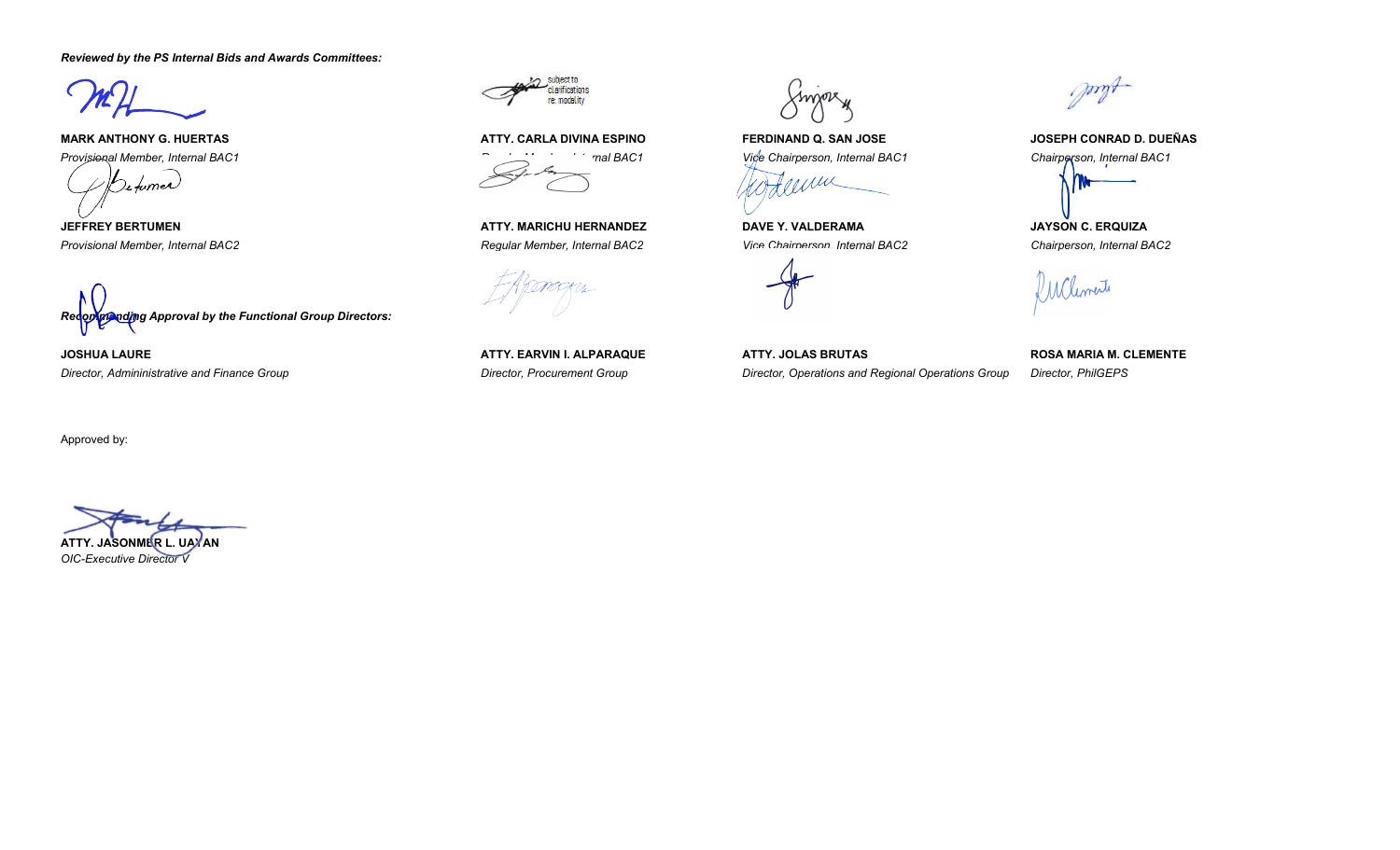*Reviewed by the PS Internal Bids and Awards Committees:*

**MARK ANTHONY G. HUERTAS**
*Provisional Member, Internal BAC1*

**ATTY. CARLA DIVINA ESPINO**
*Regular Member, Internal BAC1*

subject to clarifications re: modality

**FERDINAND Q. SAN JOSE**
*Vice Chairperson, Internal BAC1*

**JOSEPH CONRAD D. DUEÑAS**
*Chairperson, Internal BAC1*

**JEFFREY BERTUMEN**
*Provisional Member, Internal BAC2*

**ATTY. MARICHU HERNANDEZ**
*Regular Member, Internal BAC2*

**DAVE Y. VALDERAMA**
*Vice Chairperson, Internal BAC2*

**JAYSON C. ERQUIZA**
*Chairperson, Internal BAC2*

*Recommending Approval by the Functional Group Directors:*

**JOSHUA LAURE**
*Director, Admininistrative and Finance Group*

**ATTY. EARVIN I. ALPARAQUE**
*Director, Procurement Group*

**ATTY. JOLAS BRUTAS**
*Director, Operations and Regional Operations Group*

**ROSA MARIA M. CLEMENTE**
*Director, PhilGEPS*

Approved by:

**ATTY. JASONMER L. UAYAN**
*OIC-Executive Director V*